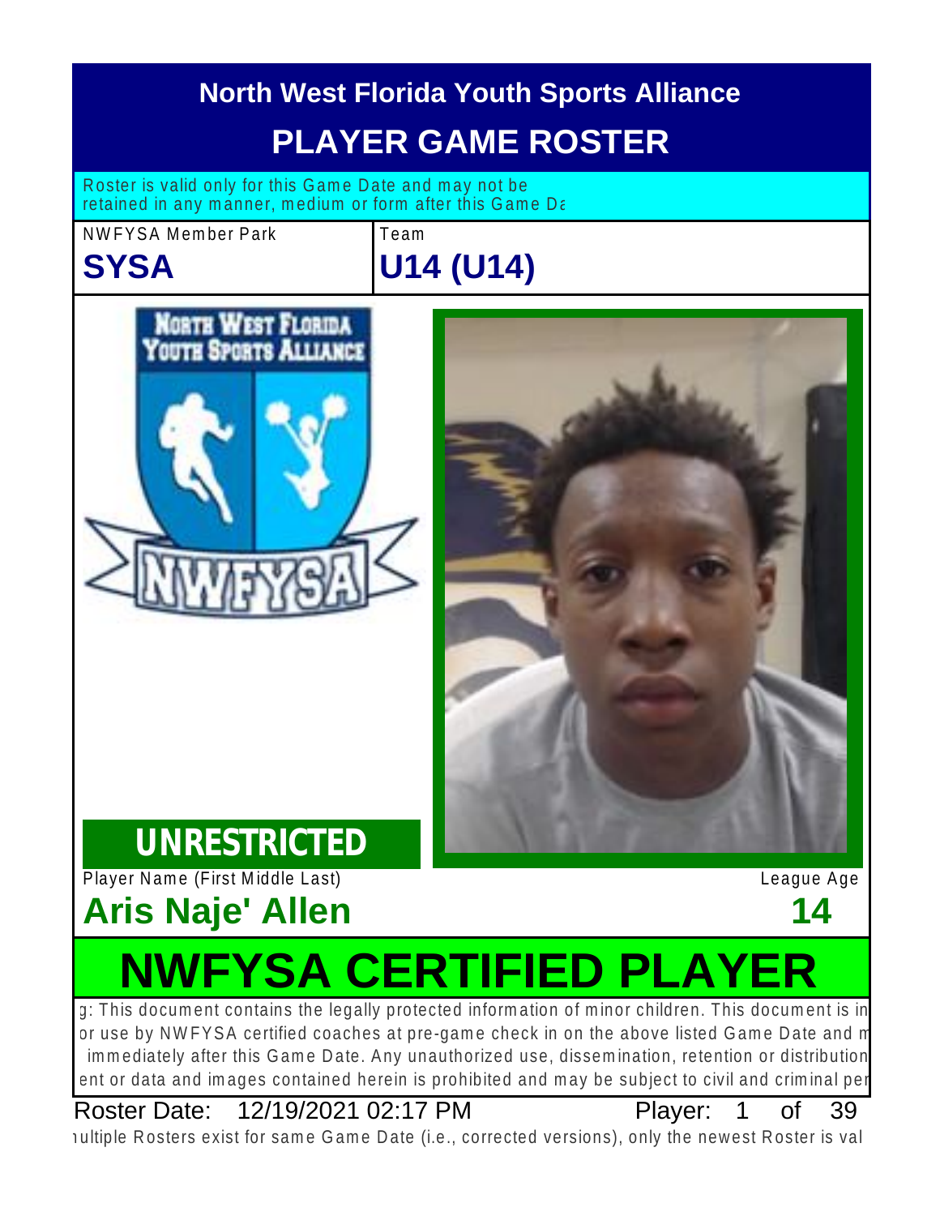# North West Florida Youth Sports Alliance

## PLAYER GAME ROSTER

Roster is valid only for this Game Date and may not be retained in any manner, medium or form after this Game Da

| NWFYSA Member Park | Team |
| --- | --- |
| **SYSA** | **U14 (U14)** |

**UNRESTRICTED**

| Player Name (First Middle Last) | League Age |
| --- | --- |
| **Aris Naje' Allen** | **14** |

## NWFYSA CERTIFIED PLAYER

g: This document contains the legally protected information of minor children. This document is in or use by NWFYSA certified coaches at pre-game check in on the above listed Game Date and m immediately after this Game Date. Any unauthorized use, dissemination, retention or distribution ent or data and images contained herein is prohibited and may be subject to civil and criminal pen

Roster Date: 12/19/2021 02:17 PM

ıultiple Rosters exist for same Game Date (i.e., corrected versions), only the newest Roster is val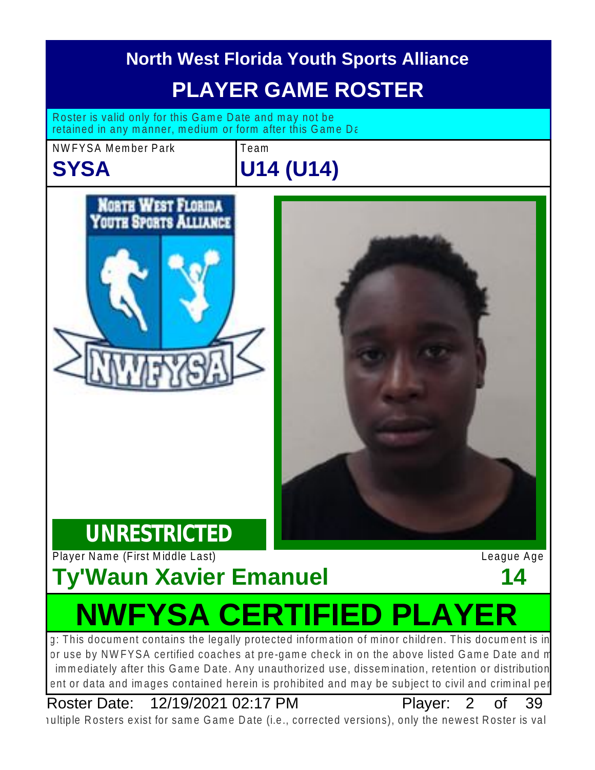# North West Florida Youth Sports Alliance

## PLAYER GAME ROSTER

Roster is valid only for this Game Date and may not be retained in any manner, medium or form after this Game Da

| NWFYSA Member Park | Team |
| --- | --- |
| **SYSA** | **U14 (U14)** |

**UNRESTRICTED**

| Player Name (First Middle Last) | League Age |
| --- | --- |
| **Ty'Waun Xavier Emanuel** | **14** |

# NWFYSA CERTIFIED PLAYER

g: This document contains the legally protected information of minor children. This document is in or use by NWFYSA certified coaches at pre-game check in on the above listed Game Date and m immediately after this Game Date. Any unauthorized use, dissemination, retention or distribution ent or data and images contained herein is prohibited and may be subject to civil and criminal per

Roster Date: 12/19/2021 02:17 PM

ıultiple Rosters exist for same Game Date (i.e., corrected versions), only the newest Roster is val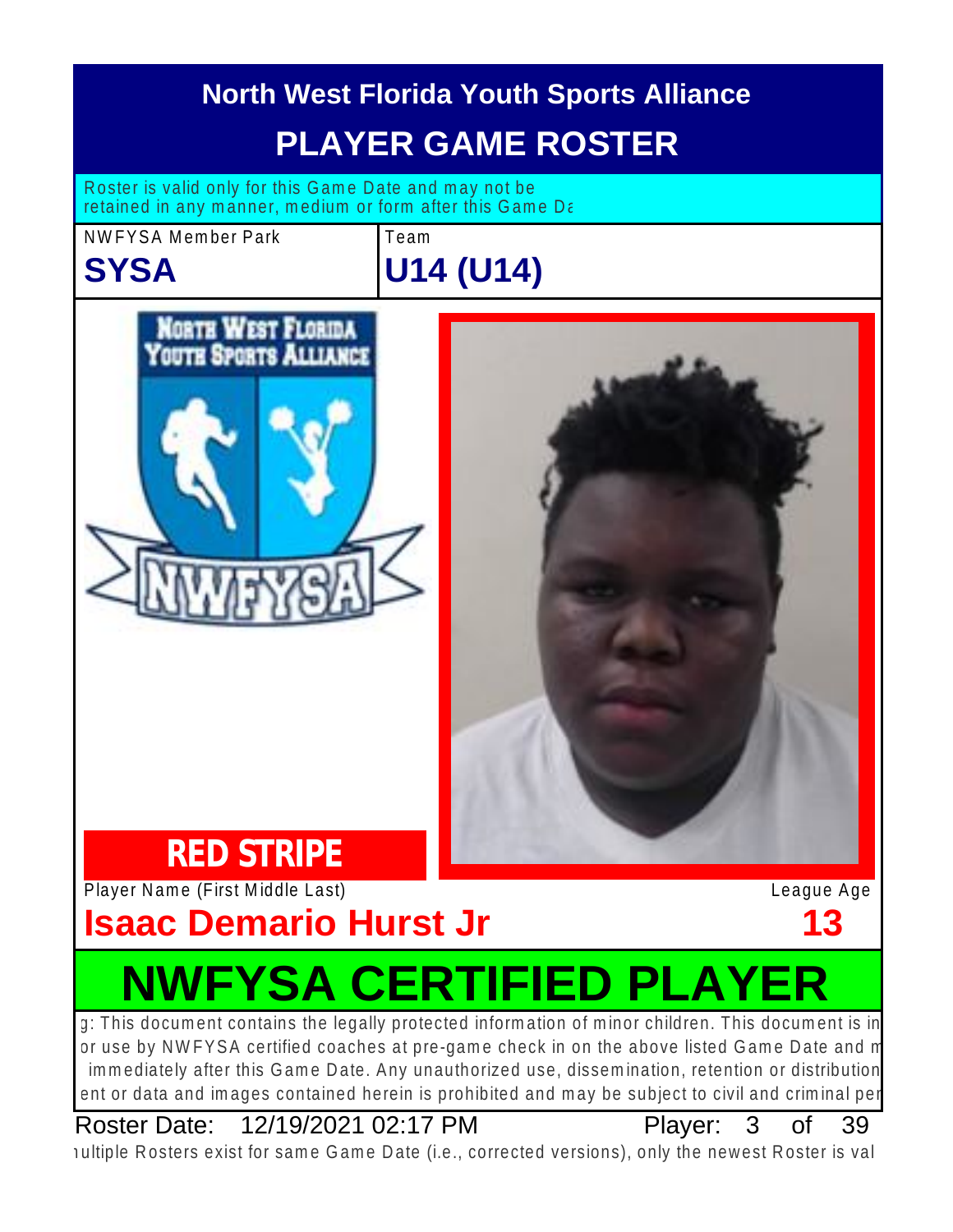# North West Florida Youth Sports Alliance

## PLAYER GAME ROSTER

Roster is valid only for this Game Date and may not be retained in any manner, medium or form after this Game Da

| NWFYSA Member Park | Team |
| --- | --- |
| **SYSA** | **U14 (U14)** |

**RED STRIPE**

| Player Name (First Middle Last) | League Age |
| --- | --- |
| **Isaac Demario Hurst Jr** | **13** |

# NWFYSA CERTIFIED PLAYER

g: This document contains the legally protected information of minor children. This document is in or use by NWFYSA certified coaches at pre-game check in on the above listed Game Date and m immediately after this Game Date. Any unauthorized use, dissemination, retention or distribution ent or data and images contained herein is prohibited and may be subject to civil and criminal per

Roster Date: 12/19/2021 02:17 PM Player: 3 of 39

ıultiple Rosters exist for same Game Date (i.e., corrected versions), only the newest Roster is val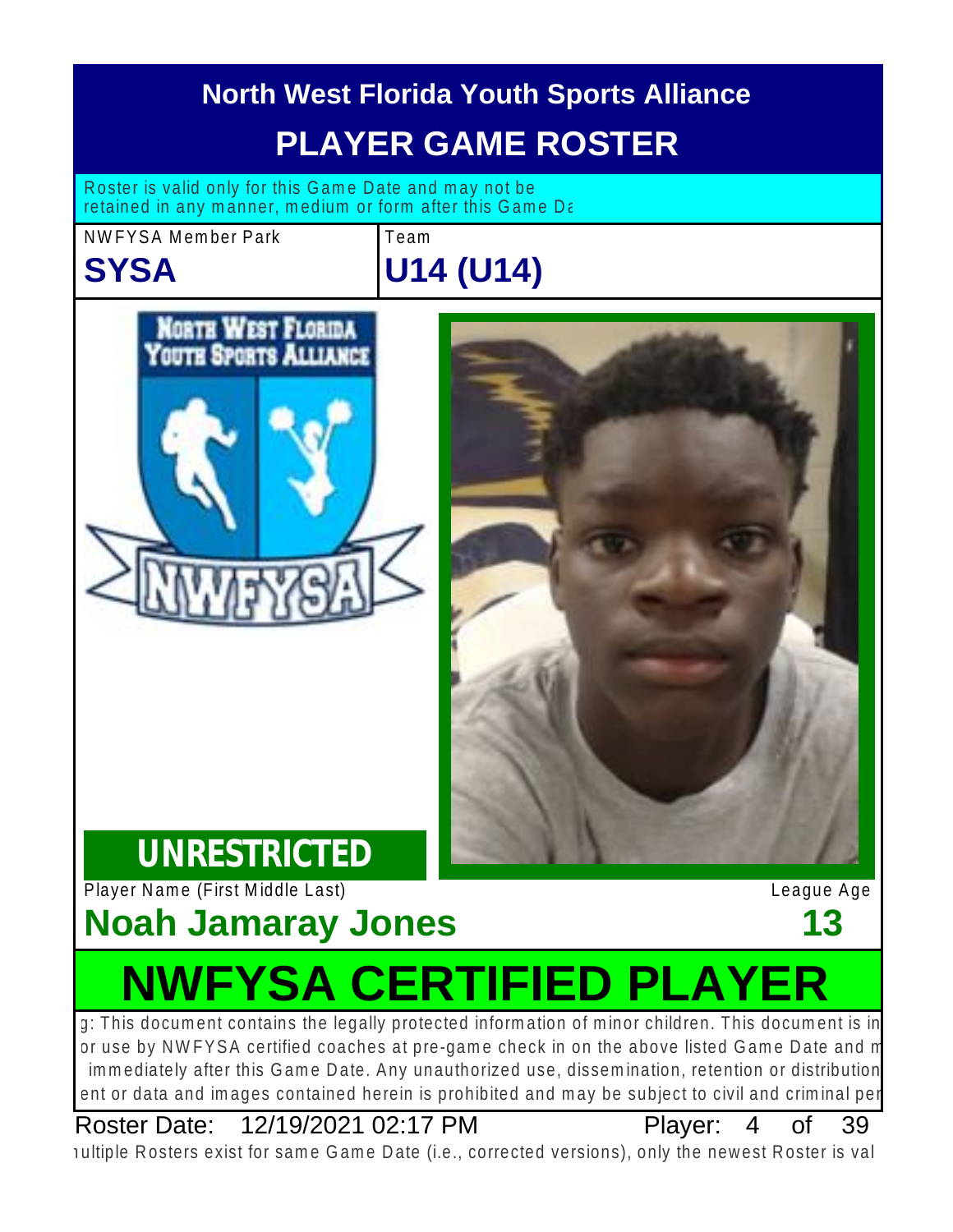# North West Florida Youth Sports Alliance

## PLAYER GAME ROSTER

Roster is valid only for this Game Date and may not be retained in any manner, medium or form after this Game Da

NWFYSA Member Park

**SYSA**

Team

**U14 (U14)**

**UNRESTRICTED**

Player Name (First Middle Last)

**Noah Jamaray Jones**

League Age

**13**

# NWFYSA CERTIFIED PLAYER

g: This document contains the legally protected information of minor children. This document is in or use by NWFYSA certified coaches at pre-game check in on the above listed Game Date and m immediately after this Game Date. Any unauthorized use, dissemination, retention or distribution ent or data and images contained herein is prohibited and may be subject to civil and criminal pen

Roster Date: 12/19/2021 02:17 PM Player: 4 of 39

ıultiple Rosters exist for same Game Date (i.e., corrected versions), only the newest Roster is val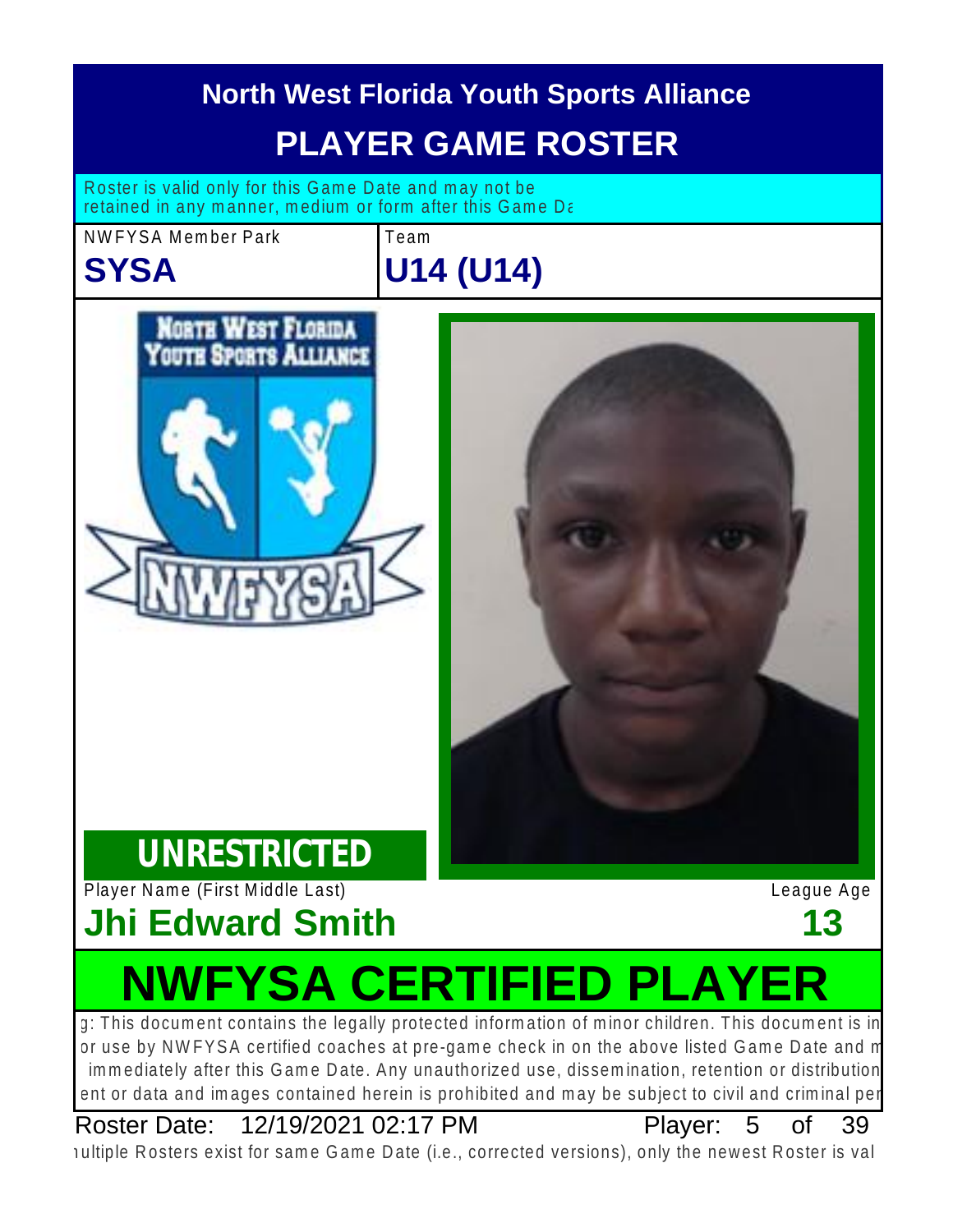# North West Florida Youth Sports Alliance

## PLAYER GAME ROSTER

Roster is valid only for this Game Date and may not be retained in any manner, medium or form after this Game Da

| NWFYSA Member Park | Team |
| --- | --- |
| **SYSA** | **U14 (U14)** |

**UNRESTRICTED**

| Player Name (First Middle Last) | League Age |
| --- | --- |
| **Jhi Edward Smith** | **13** |

# NWFYSA CERTIFIED PLAYER

g: This document contains the legally protected information of minor children. This document is in or use by NWFYSA certified coaches at pre-game check in on the above listed Game Date and m immediately after this Game Date. Any unauthorized use, dissemination, retention or distribution ent or data and images contained herein is prohibited and may be subject to civil and criminal per

Roster Date: 12/19/2021 02:17 PM Player: 5 of 39

ıultiple Rosters exist for same Game Date (i.e., corrected versions), only the newest Roster is val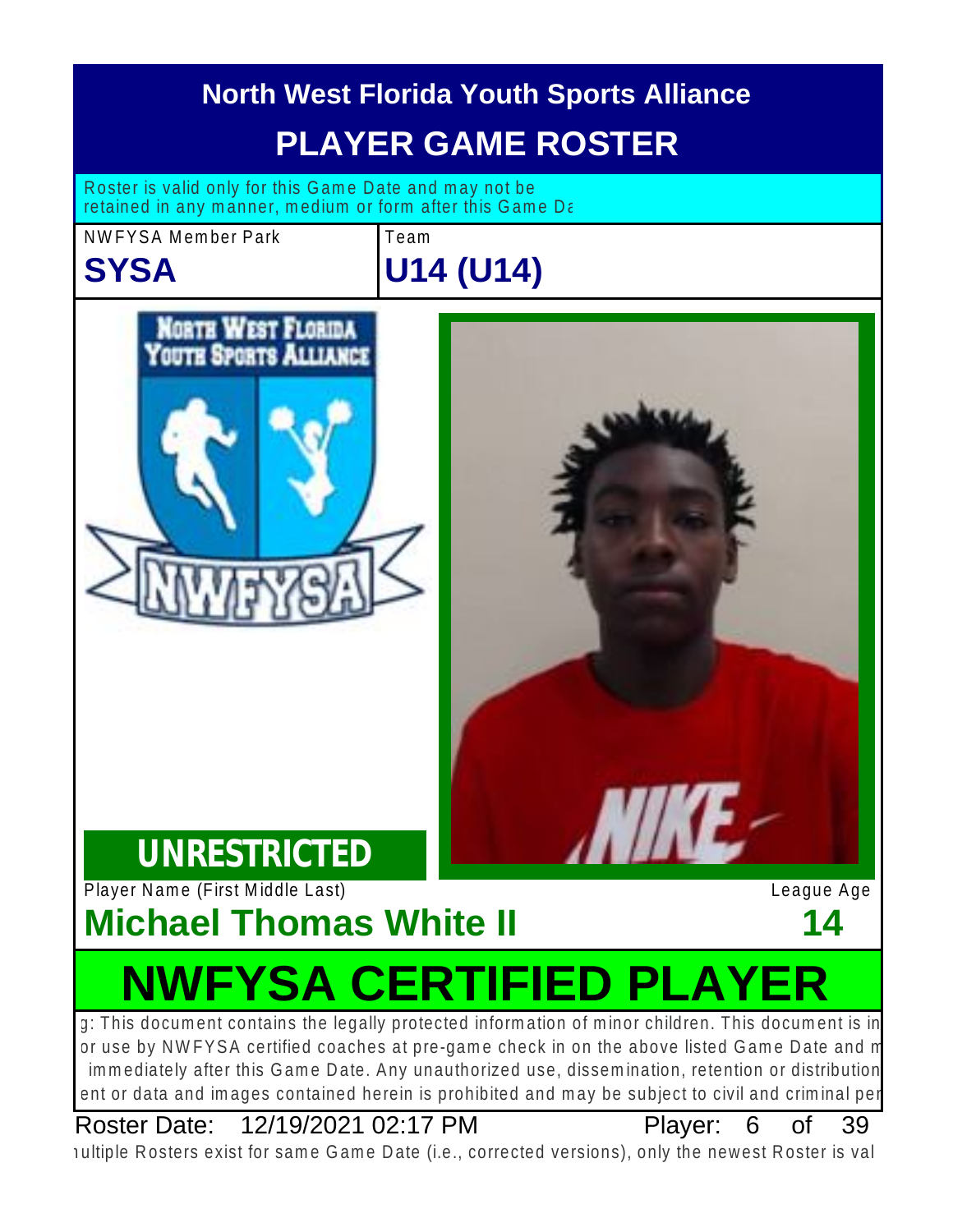# North West Florida Youth Sports Alliance

## PLAYER GAME ROSTER

Roster is valid only for this Game Date and may not be retained in any manner, medium or form after this Game Da

NWFYSA Member Park

**SYSA**

Team

**U14 (U14)**

**UNRESTRICTED**

Player Name (First Middle Last)

**Michael Thomas White II**

League Age

**14**

# NWFYSA CERTIFIED PLAYER

g: This document contains the legally protected information of minor children. This document is in or use by NWFYSA certified coaches at pre-game check in on the above listed Game Date and m immediately after this Game Date. Any unauthorized use, dissemination, retention or distribution ent or data and images contained herein is prohibited and may be subject to civil and criminal pen

Roster Date: 12/19/2021 02:17 PM    Player: 6 of 39

ıultiple Rosters exist for same Game Date (i.e., corrected versions), only the newest Roster is val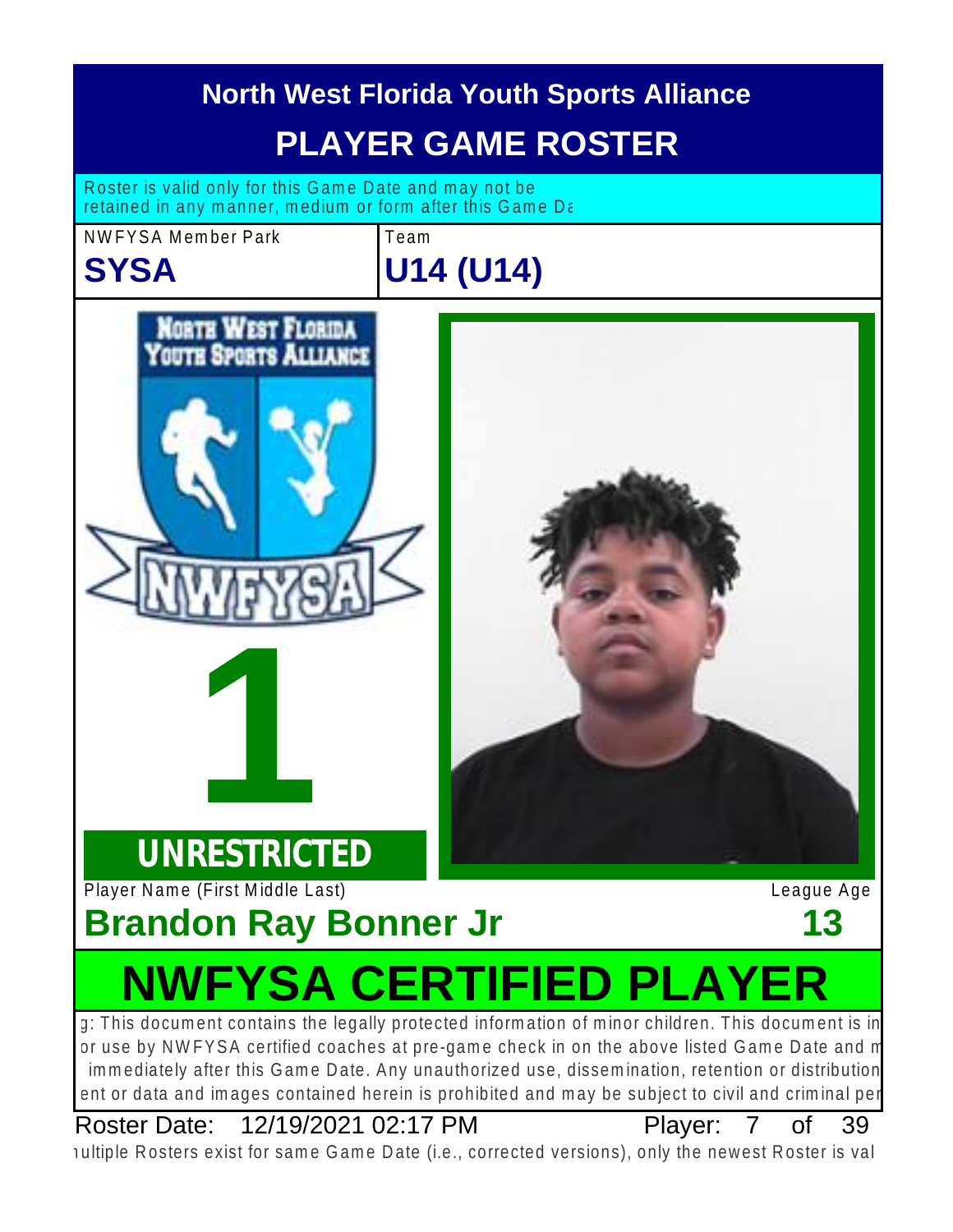# North West Florida Youth Sports Alliance

## PLAYER GAME ROSTER

Roster is valid only for this Game Date and may not be retained in any manner, medium or form after this Game Da

| NWFYSA Member Park | Team |
| --- | --- |
| **SYSA** | **U14 (U14)** |

# 1

**UNRESTRICTED**

| Player Name (First Middle Last) | League Age |
| --- | --- |
| **Brandon Ray Bonner Jr** | **13** |

# NWFYSA CERTIFIED PLAYER

g: This document contains the legally protected information of minor children. This document is in or use by NWFYSA certified coaches at pre-game check in on the above listed Game Date and m immediately after this Game Date. Any unauthorized use, dissemination, retention or distribution ent or data and images contained herein is prohibited and may be subject to civil and criminal per

Roster Date: 12/19/2021 02:17 PM

Player: 7 of 39

ıultiple Rosters exist for same Game Date (i.e., corrected versions), only the newest Roster is val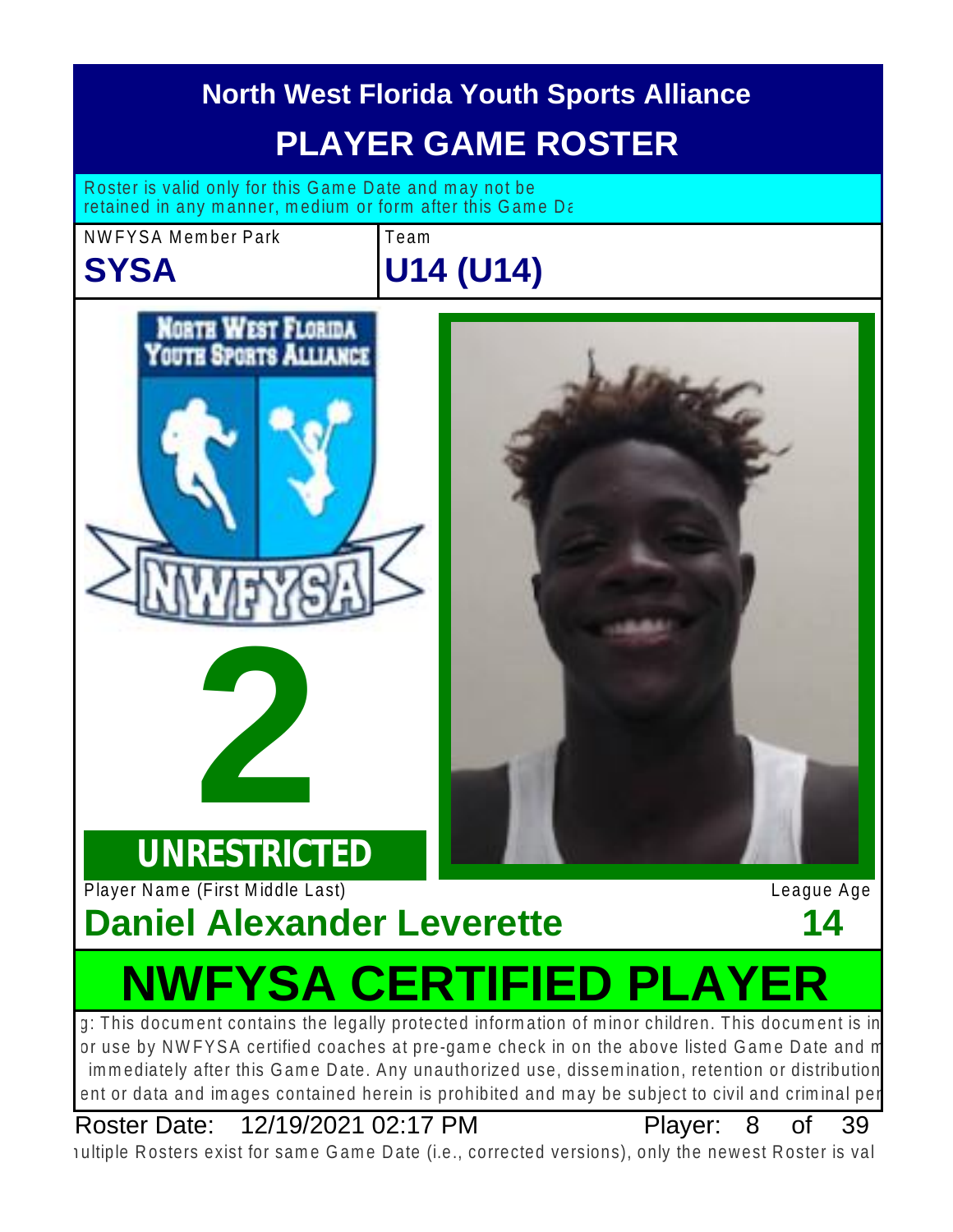# North West Florida Youth Sports Alliance

## PLAYER GAME ROSTER

Roster is valid only for this Game Date and may not be retained in any manner, medium or form after this Game Da

| NWFYSA Member Park | Team |
| --- | --- |
| **SYSA** | **U14 (U14)** |

NORTH WEST FLORIDA YOUTH SPORTS ALLIANCE

NWFYSA

# 2

**UNRESTRICTED**

| Player Name (First Middle Last) | League Age |
| --- | --- |
| **Daniel Alexander Leverette** | **14** |

# NWFYSA CERTIFIED PLAYER

g: This document contains the legally protected information of minor children. This document is in or use by NWFYSA certified coaches at pre-game check in on the above listed Game Date and m immediately after this Game Date. Any unauthorized use, dissemination, retention or distribution ent or data and images contained herein is prohibited and may be subject to civil and criminal per

Roster Date: 12/19/2021 02:17 PM Player: 8 of 39

ıultiple Rosters exist for same Game Date (i.e., corrected versions), only the newest Roster is val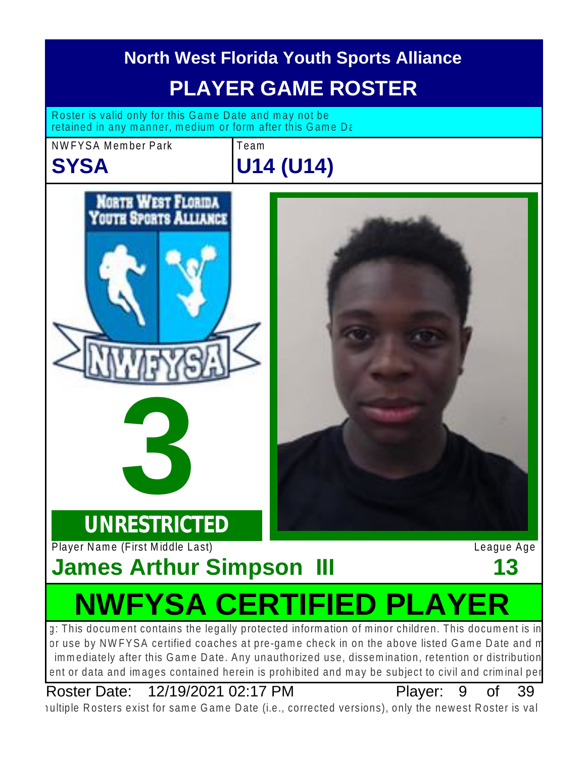# North West Florida Youth Sports Alliance

## PLAYER GAME ROSTER

Roster is valid only for this Game Date and may not be retained in any manner, medium or form after this Game Da

NWFYSA Member Park

**SYSA**

Team

**U14 (U14)**

**3**

**UNRESTRICTED**

Player Name (First Middle Last)

**James Arthur Simpson III**

League Age

**13**

# NWFYSA CERTIFIED PLAYER

g: This document contains the legally protected information of minor children. This document is in or use by NWFYSA certified coaches at pre-game check in on the above listed Game Date and m immediately after this Game Date. Any unauthorized use, dissemination, retention or distribution ent or data and images contained herein is prohibited and may be subject to civil and criminal per

Roster Date: 12/19/2021 02:17 PM

Player: 9 of 39

ıultiple Rosters exist for same Game Date (i.e., corrected versions), only the newest Roster is val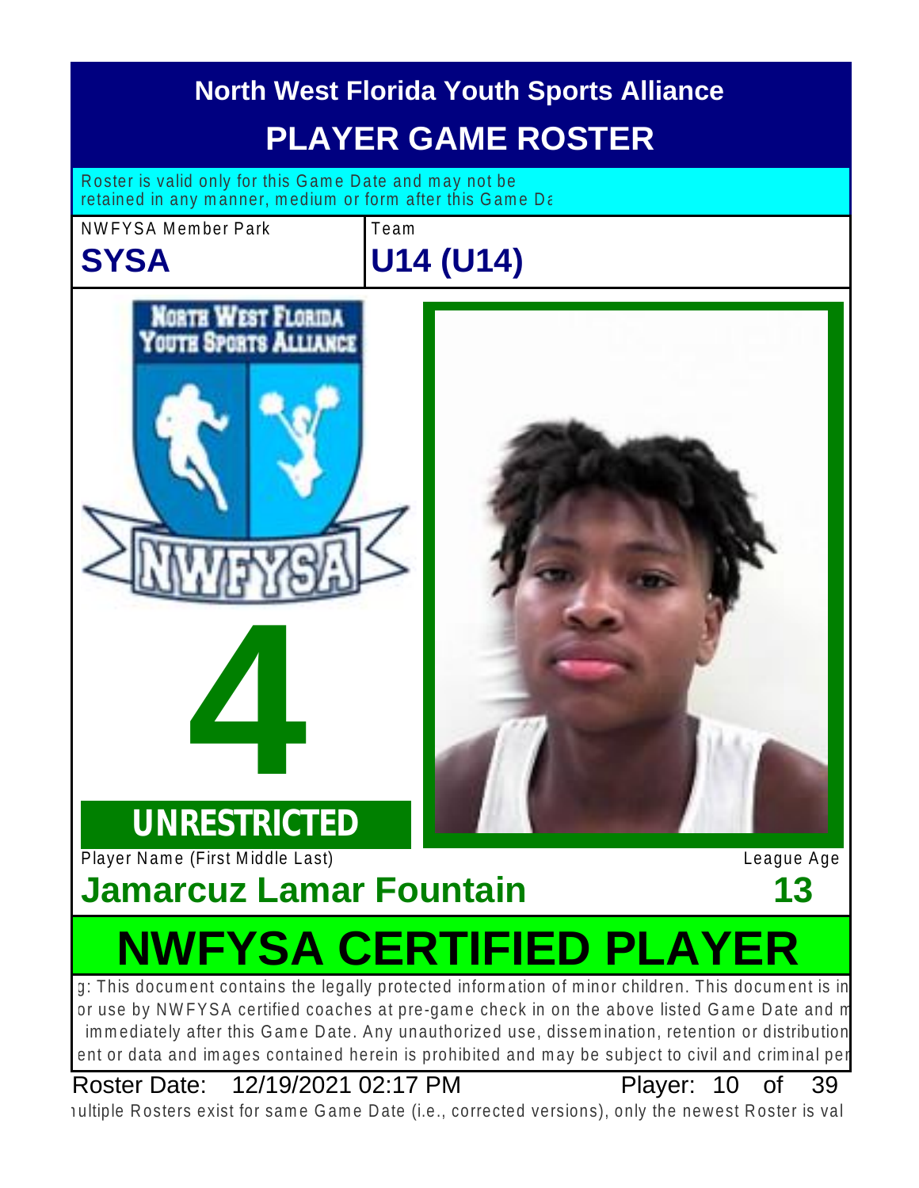# North West Florida Youth Sports Alliance

## PLAYER GAME ROSTER

Roster is valid only for this Game Date and may not be retained in any manner, medium or form after this Game Da

| NWFYSA Member Park | Team |
| --- | --- |
| **SYSA** | **U14 (U14)** |

**4**

**UNRESTRICTED**

| Player Name (First Middle Last) | League Age |
| --- | --- |
| **Jamarcuz Lamar Fountain** | **13** |

# NWFYSA CERTIFIED PLAYER

g: This document contains the legally protected information of minor children. This document is in or use by NWFYSA certified coaches at pre-game check in on the above listed Game Date and m immediately after this Game Date. Any unauthorized use, dissemination, retention or distribution ent or data and images contained herein is prohibited and may be subject to civil and criminal per

Roster Date: 12/19/2021 02:17 PM

Player: 10 of 39

ıultiple Rosters exist for same Game Date (i.e., corrected versions), only the newest Roster is val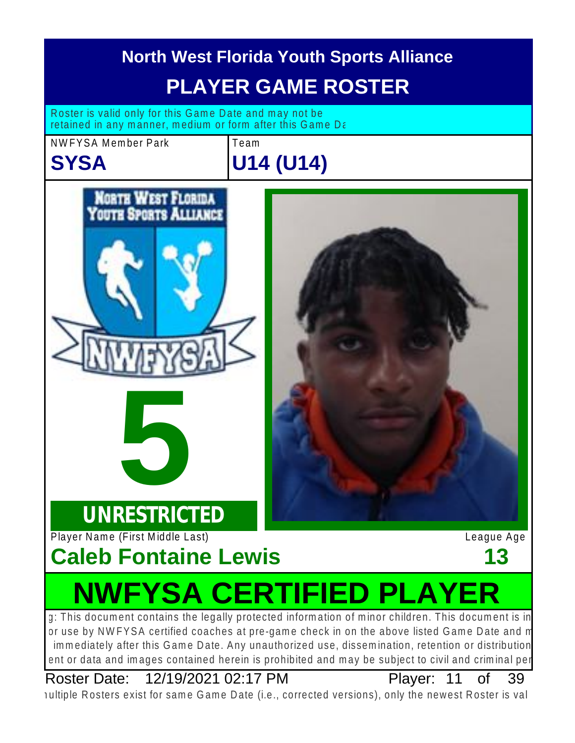# North West Florida Youth Sports Alliance

## PLAYER GAME ROSTER

Roster is valid only for this Game Date and may not be retained in any manner, medium or form after this Game Da

| NWFYSA Member Park | Team |
| --- | --- |
| **SYSA** | **U14 (U14)** |

NORTH WEST FLORIDA YOUTH SPORTS ALLIANCE

NWFYSA

# 5

**UNRESTRICTED**

| Player Name (First Middle Last) | League Age |
| --- | --- |
| **Caleb Fontaine Lewis** | **13** |

# NWFYSA CERTIFIED PLAYER

g: This document contains the legally protected information of minor children. This document is in or use by NWFYSA certified coaches at pre-game check in on the above listed Game Date and m immediately after this Game Date. Any unauthorized use, dissemination, retention or distribution ent or data and images contained herein is prohibited and may be subject to civil and criminal per

Roster Date: 12/19/2021 02:17 PM

ıultiple Rosters exist for same Game Date (i.e., corrected versions), only the newest Roster is val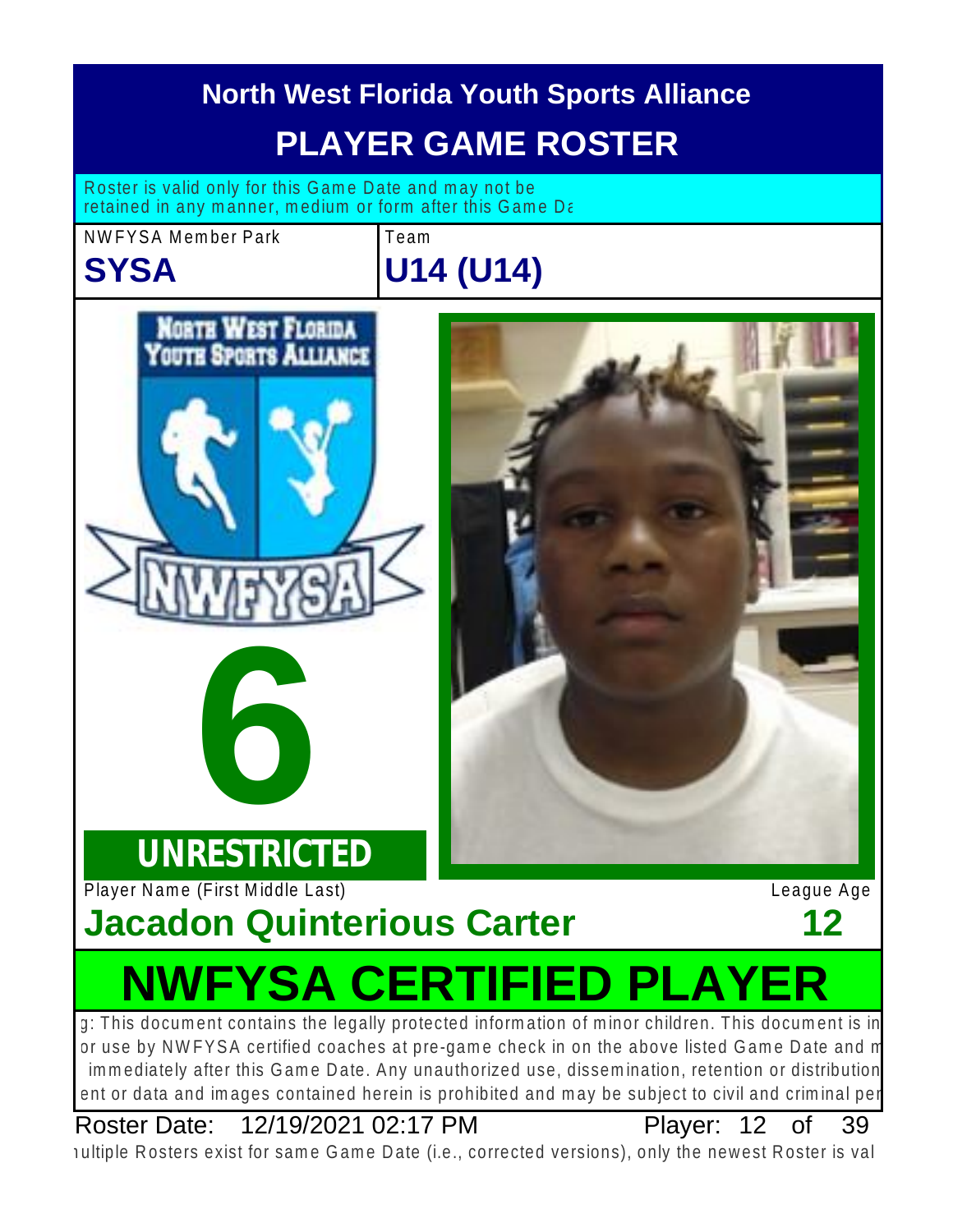# North West Florida Youth Sports Alliance

## PLAYER GAME ROSTER

Roster is valid only for this Game Date and may not be retained in any manner, medium or form after this Game Da

| NWFYSA Member Park | Team |
| --- | --- |
| **SYSA** | **U14 (U14)** |

# 6

**UNRESTRICTED**

| Player Name (First Middle Last) | League Age |
| --- | --- |
| **Jacadon Quinterious Carter** | **12** |

# NWFYSA CERTIFIED PLAYER

g: This document contains the legally protected information of minor children. This document is in or use by NWFYSA certified coaches at pre-game check in on the above listed Game Date and m immediately after this Game Date. Any unauthorized use, dissemination, retention or distribution ent or data and images contained herein is prohibited and may be subject to civil and criminal per

Roster Date: 12/19/2021 02:17 PM Player: 12 of 39

ıultiple Rosters exist for same Game Date (i.e., corrected versions), only the newest Roster is val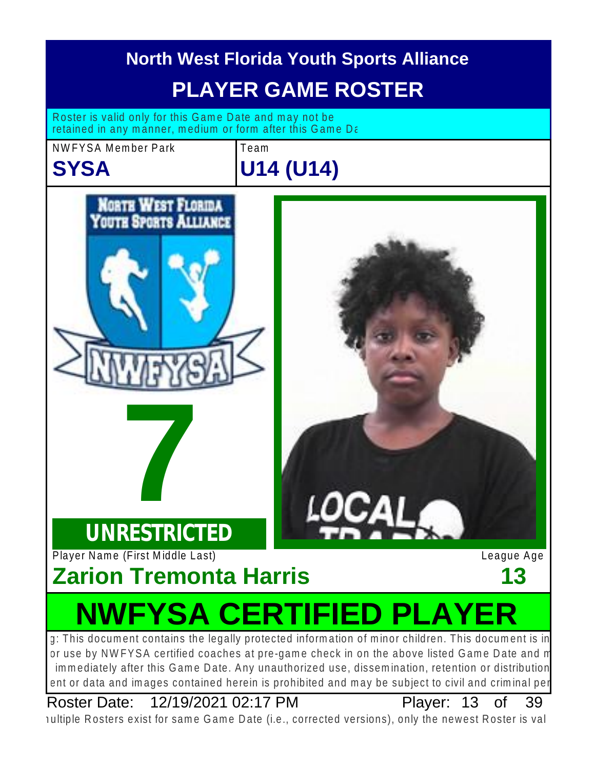# North West Florida Youth Sports Alliance

## PLAYER GAME ROSTER

Roster is valid only for this Game Date and may not be retained in any manner, medium or form after this Game Da

| NWFYSA Member Park | Team |
|---|---|
| **SYSA** | **U14 (U14)** |

# 7

**UNRESTRICTED**

Player Name (First Middle Last) — League Age

**Zarion Tremonta Harris** — **13**

# NWFYSA CERTIFIED PLAYER

g: This document contains the legally protected information of minor children. This document is in or use by NWFYSA certified coaches at pre-game check in on the above listed Game Date and m immediately after this Game Date. Any unauthorized use, dissemination, retention or distribution ent or data and images contained herein is prohibited and may be subject to civil and criminal per

Roster Date: 12/19/2021 02:17 PM — Player: 13 of 39

ıultiple Rosters exist for same Game Date (i.e., corrected versions), only the newest Roster is val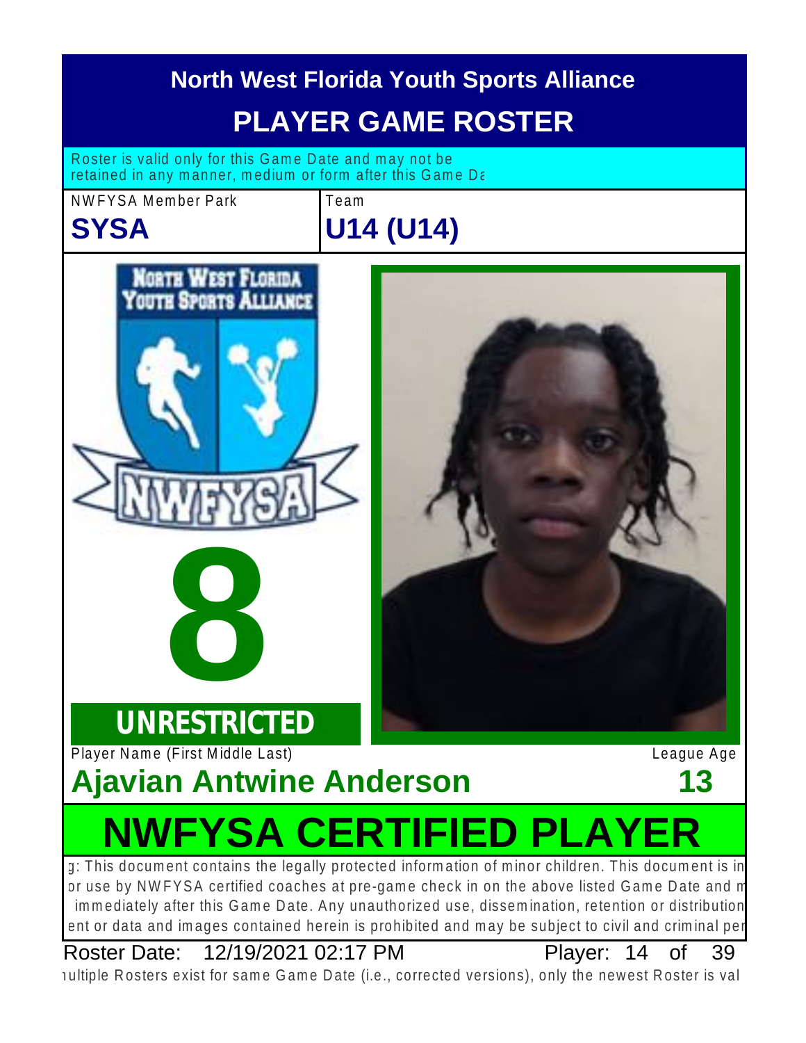# North West Florida Youth Sports Alliance

## PLAYER GAME ROSTER

Roster is valid only for this Game Date and may not be retained in any manner, medium or form after this Game Da

| NWFYSA Member Park | Team |
| --- | --- |
| **SYSA** | **U14 (U14)** |

# 8

**UNRESTRICTED**

| Player Name (First Middle Last) | League Age |
| --- | --- |
| **Ajavian Antwine Anderson** | **13** |

# NWFYSA CERTIFIED PLAYER

g: This document contains the legally protected information of minor children. This document is in or use by NWFYSA certified coaches at pre-game check in on the above listed Game Date and m immediately after this Game Date. Any unauthorized use, dissemination, retention or distribution ent or data and images contained herein is prohibited and may be subject to civil and criminal per

Roster Date: 12/19/2021 02:17 PM

ıultiple Rosters exist for same Game Date (i.e., corrected versions), only the newest Roster is val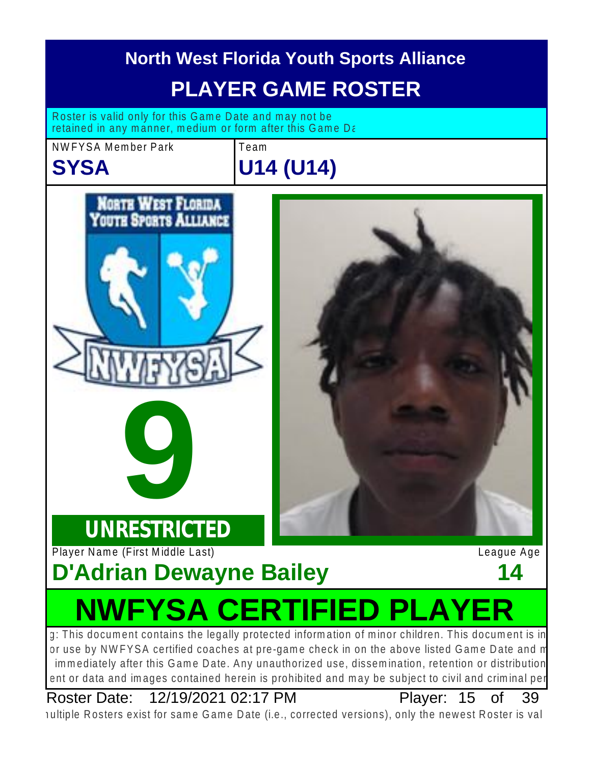# North West Florida Youth Sports Alliance

## PLAYER GAME ROSTER

Roster is valid only for this Game Date and may not be retained in any manner, medium or form after this Game Da

| NWFYSA Member Park | Team |
| --- | --- |
| **SYSA** | **U14 (U14)** |

**9**

**UNRESTRICTED**

| Player Name (First Middle Last) | League Age |
| --- | --- |
| **D'Adrian Dewayne Bailey** | **14** |

## NWFYSA CERTIFIED PLAYER

g: This document contains the legally protected information of minor children. This document is in or use by NWFYSA certified coaches at pre-game check in on the above listed Game Date and m immediately after this Game Date. Any unauthorized use, dissemination, retention or distribution ent or data and images contained herein is prohibited and may be subject to civil and criminal per

Roster Date: 12/19/2021 02:17 PM Player: 15 of 39

ıultiple Rosters exist for same Game Date (i.e., corrected versions), only the newest Roster is val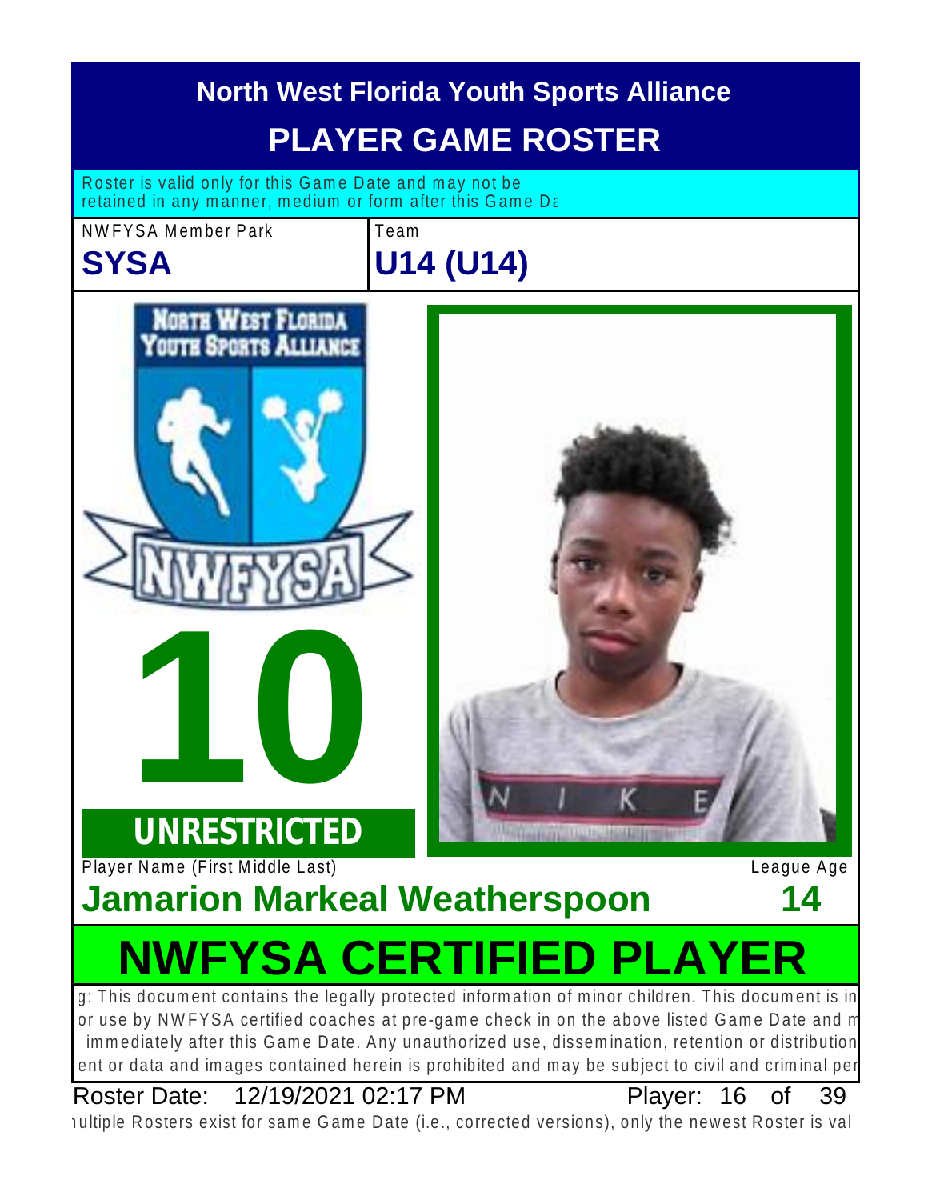# North West Florida Youth Sports Alliance

## PLAYER GAME ROSTER

Roster is valid only for this Game Date and may not be retained in any manner, medium or form after this Game Da

| NWFYSA Member Park | Team |
| --- | --- |
| **SYSA** | **U14 (U14)** |

NORTH WEST FLORIDA YOUTH SPORTS ALLIANCE

NWFYSA

# 10

**UNRESTRICTED**

| Player Name (First Middle Last) | League Age |
| --- | --- |
| **Jamarion Markeal Weatherspoon** | **14** |

# NWFYSA CERTIFIED PLAYER

g: This document contains the legally protected information of minor children. This document is in or use by NWFYSA certified coaches at pre-game check in on the above listed Game Date and m immediately after this Game Date. Any unauthorized use, dissemination, retention or distribution ent or data and images contained herein is prohibited and may be subject to civil and criminal per

Roster Date: 12/19/2021 02:17 PM Player: 16 of 39

ıultiple Rosters exist for same Game Date (i.e., corrected versions), only the newest Roster is val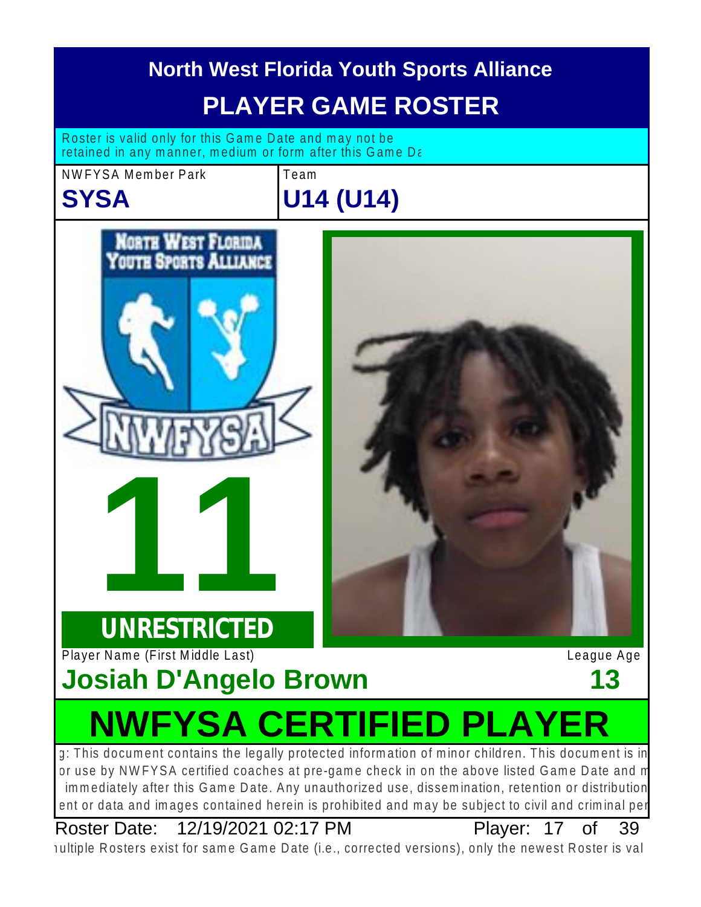# North West Florida Youth Sports Alliance

## PLAYER GAME ROSTER

Roster is valid only for this Game Date and may not be retained in any manner, medium or form after this Game Da

| NWFYSA Member Park | Team |
| --- | --- |
| **SYSA** | **U14 (U14)** |

# 11

**UNRESTRICTED**

Player Name (First Middle Last)

**Josiah D'Angelo Brown**

League Age

**13**

# NWFYSA CERTIFIED PLAYER

g: This document contains the legally protected information of minor children. This document is in or use by NWFYSA certified coaches at pre-game check in on the above listed Game Date and m immediately after this Game Date. Any unauthorized use, dissemination, retention or distribution ent or data and images contained herein is prohibited and may be subject to civil and criminal per

Roster Date: 12/19/2021 02:17 PM

ultiple Rosters exist for same Game Date (i.e., corrected versions), only the newest Roster is val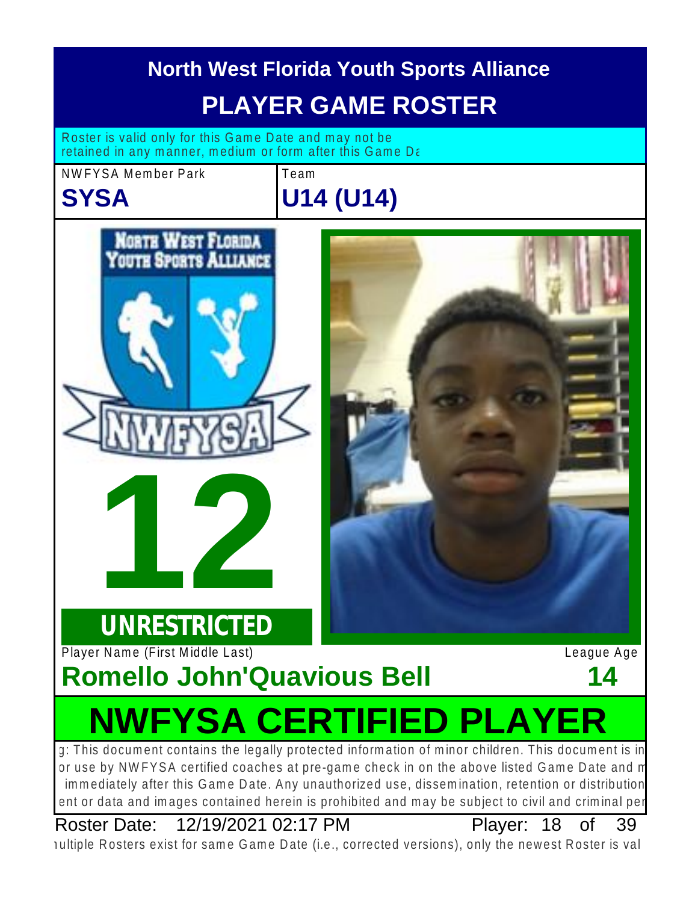# North West Florida Youth Sports Alliance

## PLAYER GAME ROSTER

Roster is valid only for this Game Date and may not be retained in any manner, medium or form after this Game Da

NWFYSA Member Park
**SYSA**

Team
**U14 (U14)**

# 12

**UNRESTRICTED**

Player Name (First Middle Last)
**Romello John'Quavious Bell**

League Age
**14**

# NWFYSA CERTIFIED PLAYER

g: This document contains the legally protected information of minor children. This document is in or use by NWFYSA certified coaches at pre-game check in on the above listed Game Date and m immediately after this Game Date. Any unauthorized use, dissemination, retention or distribution ent or data and images contained herein is prohibited and may be subject to civil and criminal per

Roster Date: 12/19/2021 02:17 PM

Player: 18 of 39

ıultiple Rosters exist for same Game Date (i.e., corrected versions), only the newest Roster is val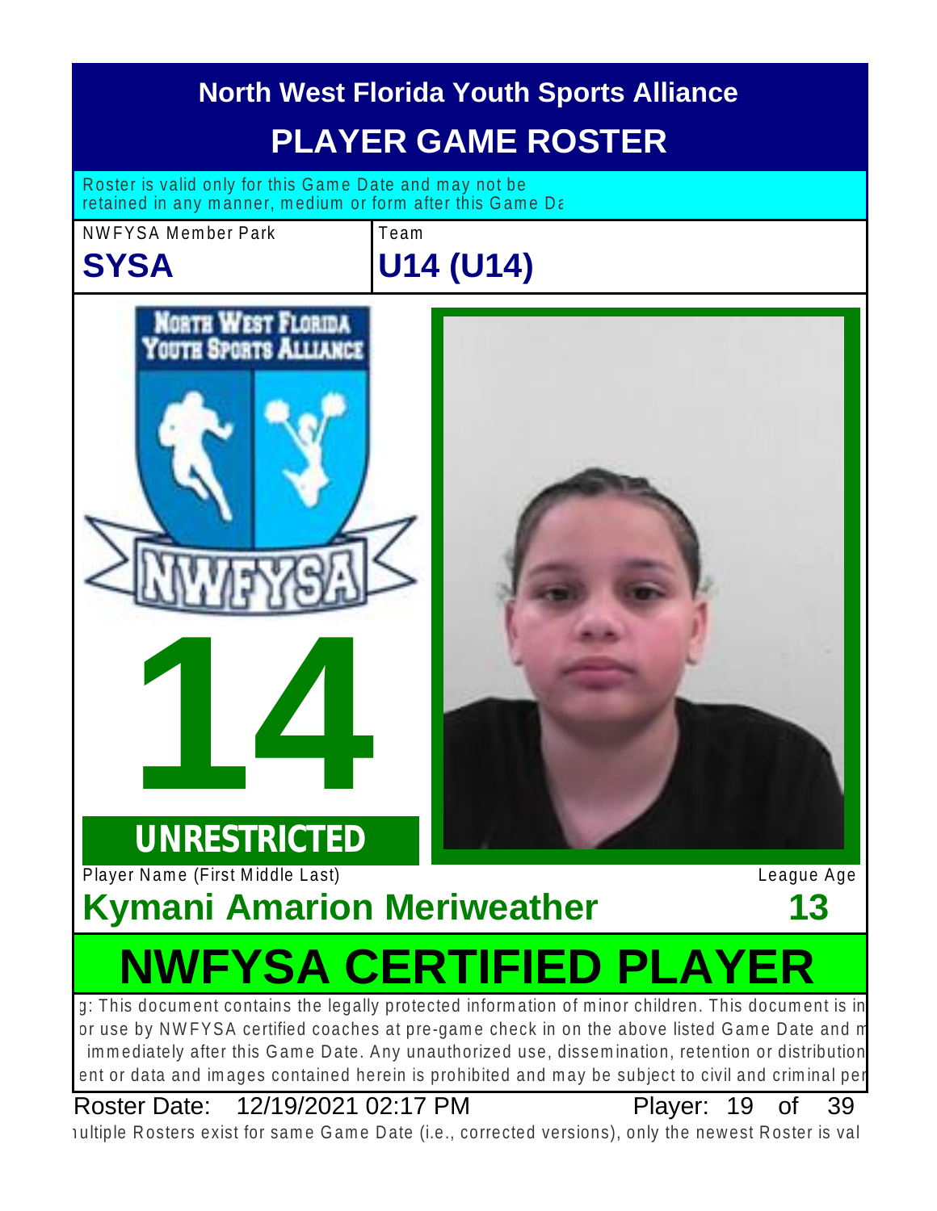# North West Florida Youth Sports Alliance

## PLAYER GAME ROSTER

Roster is valid only for this Game Date and may not be retained in any manner, medium or form after this Game Da

| NWFYSA Member Park | Team |
| --- | --- |
| **SYSA** | **U14 (U14)** |

**14**

**UNRESTRICTED**

| Player Name (First Middle Last) | League Age |
| --- | --- |
| **Kymani Amarion Meriweather** | **13** |

# NWFYSA CERTIFIED PLAYER

g: This document contains the legally protected information of minor children. This document is in or use by NWFYSA certified coaches at pre-game check in on the above listed Game Date and m immediately after this Game Date. Any unauthorized use, dissemination, retention or distribution ent or data and images contained herein is prohibited and may be subject to civil and criminal per

Roster Date: 12/19/2021 02:17 PM

Player: 19 of 39

ıultiple Rosters exist for same Game Date (i.e., corrected versions), only the newest Roster is val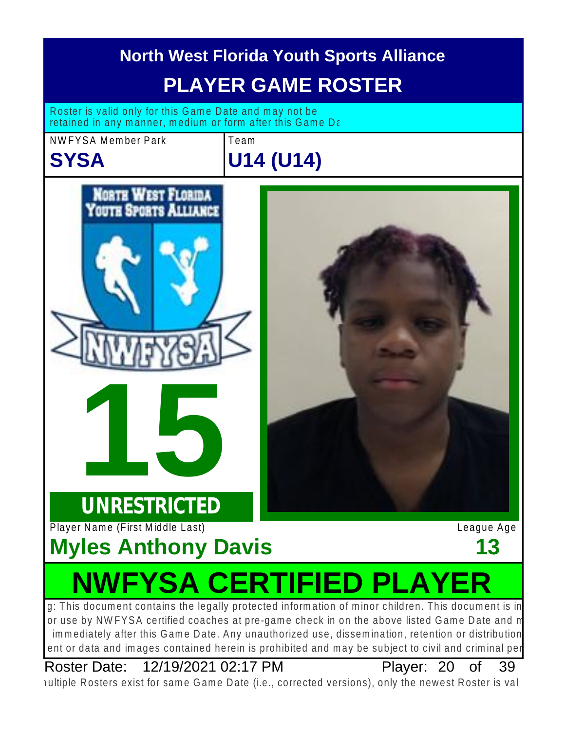# North West Florida Youth Sports Alliance

## PLAYER GAME ROSTER

Roster is valid only for this Game Date and may not be retained in any manner, medium or form after this Game Da

NWFYSA Member Park

**SYSA**

Team

**U14 (U14)**

NORTH WEST FLORIDA YOUTH SPORTS ALLIANCE

NWFYSA

**15**

**UNRESTRICTED**

Player Name (First Middle Last)

**Myles Anthony Davis**

League Age

**13**

# NWFYSA CERTIFIED PLAYER

g: This document contains the legally protected information of minor children. This document is in or use by NWFYSA certified coaches at pre-game check in on the above listed Game Date and m immediately after this Game Date. Any unauthorized use, dissemination, retention or distribution ent or data and images contained herein is prohibited and may be subject to civil and criminal per

Roster Date: 12/19/2021 02:17 PM

Player: 20 of 39

ıultiple Rosters exist for same Game Date (i.e., corrected versions), only the newest Roster is val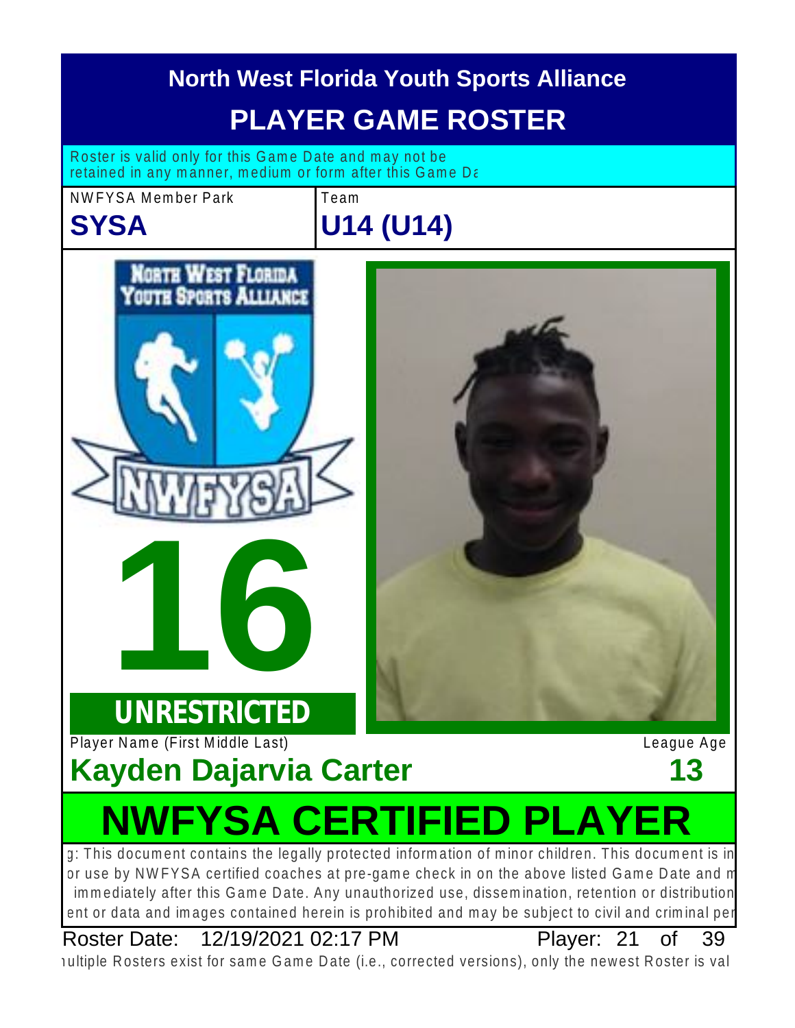# North West Florida Youth Sports Alliance

## PLAYER GAME ROSTER

Roster is valid only for this Game Date and may not be retained in any manner, medium or form after this Game Da

| NWFYSA Member Park | Team |
| --- | --- |
| **SYSA** | **U14 (U14)** |

NORTH WEST FLORIDA YOUTH SPORTS ALLIANCE

NWFYSA

# 16

**UNRESTRICTED**

Player Name (First Middle Last) — League Age

**Kayden Dajarvia Carter** — **13**

# NWFYSA CERTIFIED PLAYER

g: This document contains the legally protected information of minor children. This document is in or use by NWFYSA certified coaches at pre-game check in on the above listed Game Date and m immediately after this Game Date. Any unauthorized use, dissemination, retention or distribution ent or data and images contained herein is prohibited and may be subject to civil and criminal per

Roster Date: 12/19/2021 02:17 PM — Player: 21 of 39

ıultiple Rosters exist for same Game Date (i.e., corrected versions), only the newest Roster is val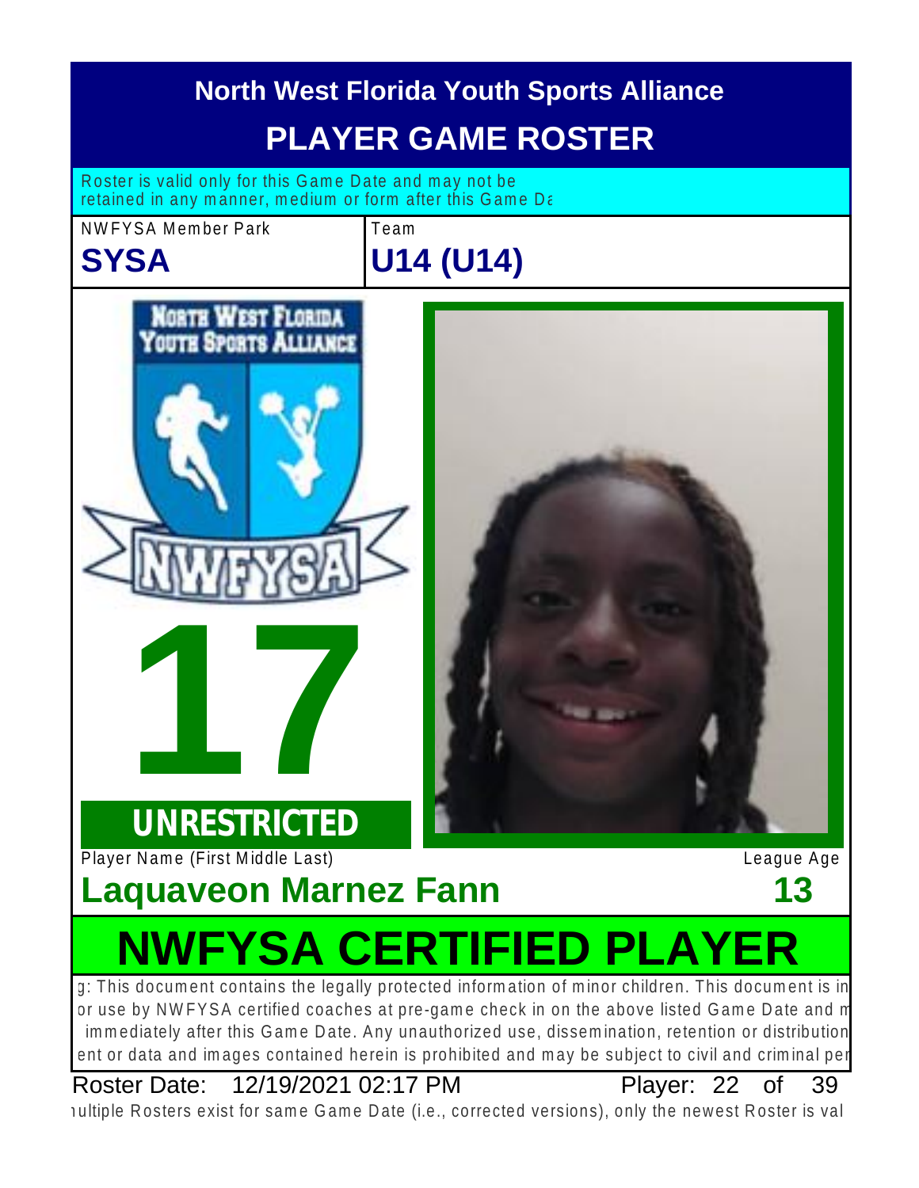# North West Florida Youth Sports Alliance

## PLAYER GAME ROSTER

Roster is valid only for this Game Date and may not be retained in any manner, medium or form after this Game Da

| NWFYSA Member Park | Team |
| --- | --- |
| **SYSA** | **U14 (U14)** |

**17**

**UNRESTRICTED**

| Player Name (First Middle Last) | League Age |
| --- | --- |
| **Laquaveon Marnez Fann** | **13** |

# NWFYSA CERTIFIED PLAYER

g: This document contains the legally protected information of minor children. This document is in or use by NWFYSA certified coaches at pre-game check in on the above listed Game Date and m immediately after this Game Date. Any unauthorized use, dissemination, retention or distribution ent or data and images contained herein is prohibited and may be subject to civil and criminal pen

Roster Date: 12/19/2021 02:17 PM Player: 22 of 39

ıultiple Rosters exist for same Game Date (i.e., corrected versions), only the newest Roster is val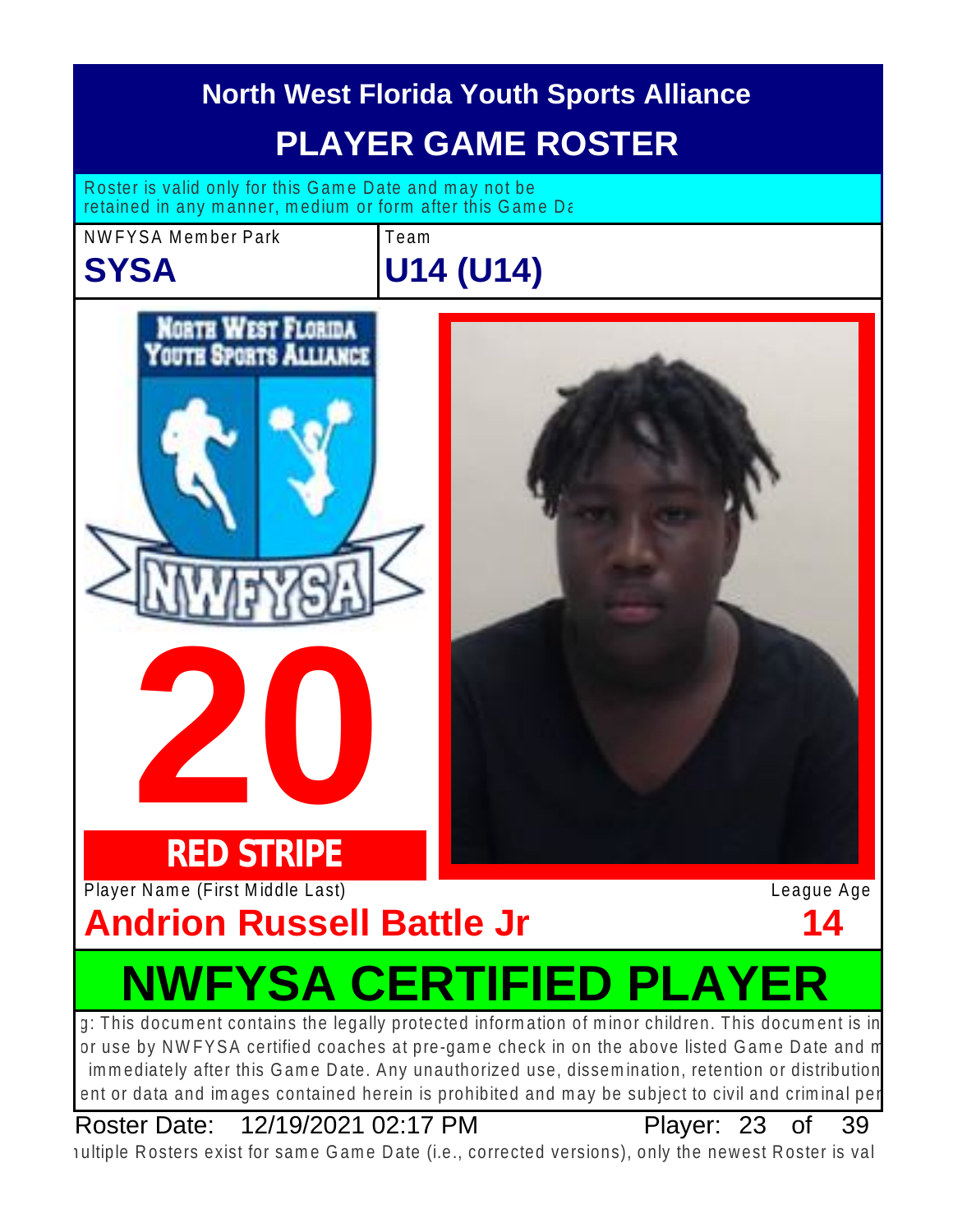# North West Florida Youth Sports Alliance

## PLAYER GAME ROSTER

Roster is valid only for this Game Date and may not be retained in any manner, medium or form after this Game Da

| NWFYSA Member Park | Team |
| --- | --- |
| **SYSA** | **U14 (U14)** |

NORTH WEST FLORIDA YOUTH SPORTS ALLIANCE

NWFYSA

**20**

**RED STRIPE**

| Player Name (First Middle Last) | League Age |
| --- | --- |
| **Andrion Russell Battle Jr** | **14** |

## NWFYSA CERTIFIED PLAYER

g: This document contains the legally protected information of minor children. This document is in or use by NWFYSA certified coaches at pre-game check in on the above listed Game Date and m immediately after this Game Date. Any unauthorized use, dissemination, retention or distribution ent or data and images contained herein is prohibited and may be subject to civil and criminal per

Roster Date: 12/19/2021 02:17 PM Player: 23 of 39

ıultiple Rosters exist for same Game Date (i.e., corrected versions), only the newest Roster is val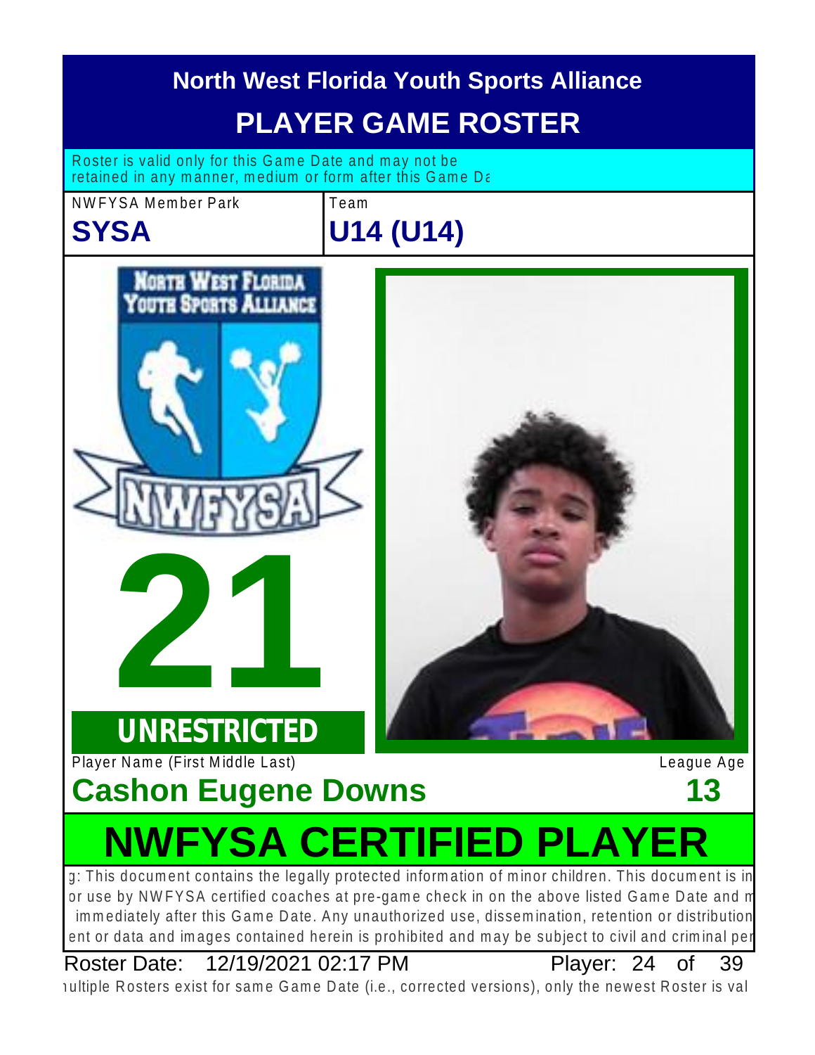# North West Florida Youth Sports Alliance

## PLAYER GAME ROSTER

Roster is valid only for this Game Date and may not be retained in any manner, medium or form after this Game Da

| NWFYSA Member Park | Team |
|---|---|
| **SYSA** | **U14 (U14)** |

# 21

**UNRESTRICTED**

| Player Name (First Middle Last) | League Age |
|---|---|
| **Cashon Eugene Downs** | **13** |

# NWFYSA CERTIFIED PLAYER

g: This document contains the legally protected information of minor children. This document is in or use by NWFYSA certified coaches at pre-game check in on the above listed Game Date and m immediately after this Game Date. Any unauthorized use, dissemination, retention or distribution ent or data and images contained herein is prohibited and may be subject to civil and criminal per

Roster Date: 12/19/2021 02:17 PM    Player: 24 of 39

ıultiple Rosters exist for same Game Date (i.e., corrected versions), only the newest Roster is val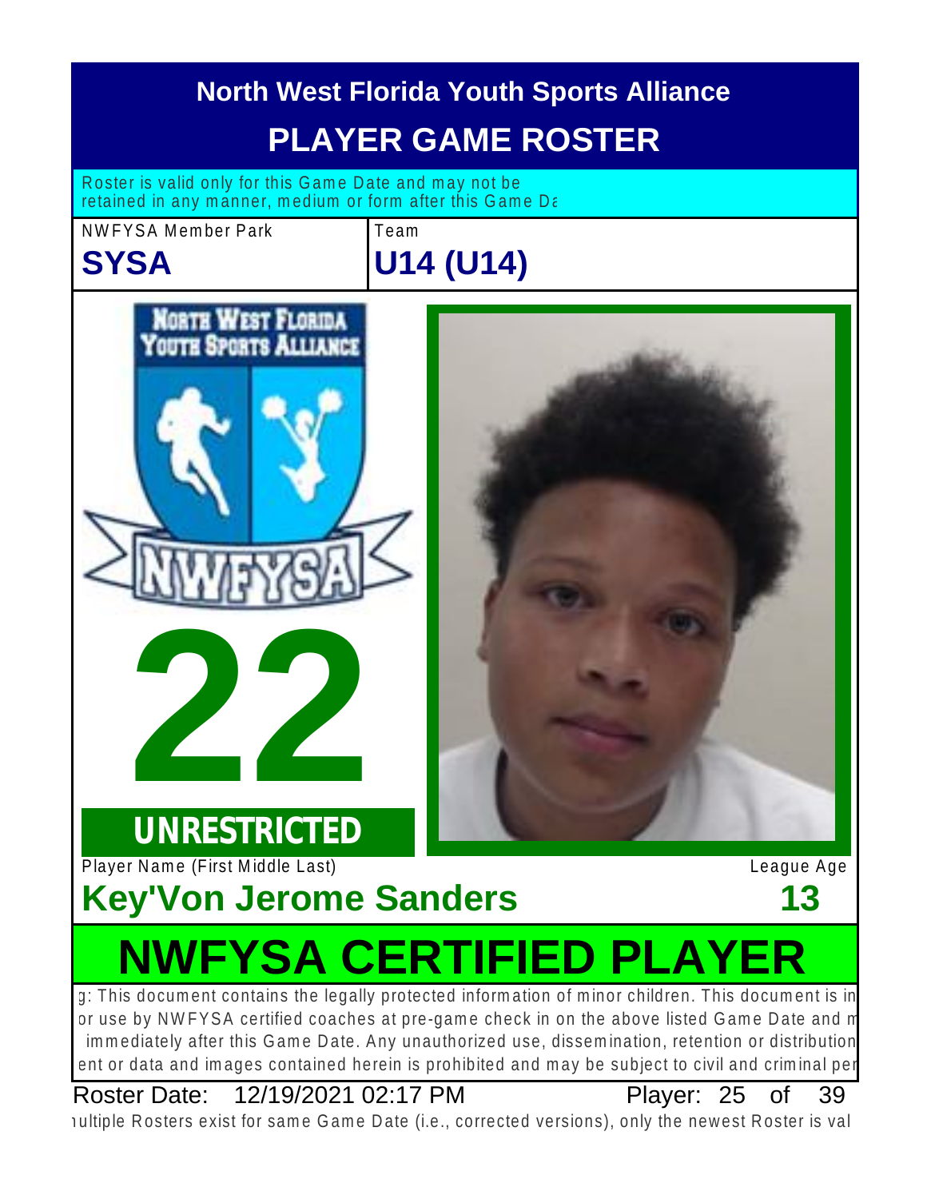# North West Florida Youth Sports Alliance

## PLAYER GAME ROSTER

Roster is valid only for this Game Date and may not be retained in any manner, medium or form after this Game Da

| NWFYSA Member Park | Team |
|---|---|
| **SYSA** | **U14 (U14)** |

**22**

**UNRESTRICTED**

| Player Name (First Middle Last) | League Age |
|---|---|
| **Key'Von Jerome Sanders** | **13** |

# NWFYSA CERTIFIED PLAYER

g: This document contains the legally protected information of minor children. This document is in or use by NWFYSA certified coaches at pre-game check in on the above listed Game Date and m immediately after this Game Date. Any unauthorized use, dissemination, retention or distribution ent or data and images contained herein is prohibited and may be subject to civil and criminal per

Roster Date: 12/19/2021 02:17 PM Player: 25 of 39

ıultiple Rosters exist for same Game Date (i.e., corrected versions), only the newest Roster is val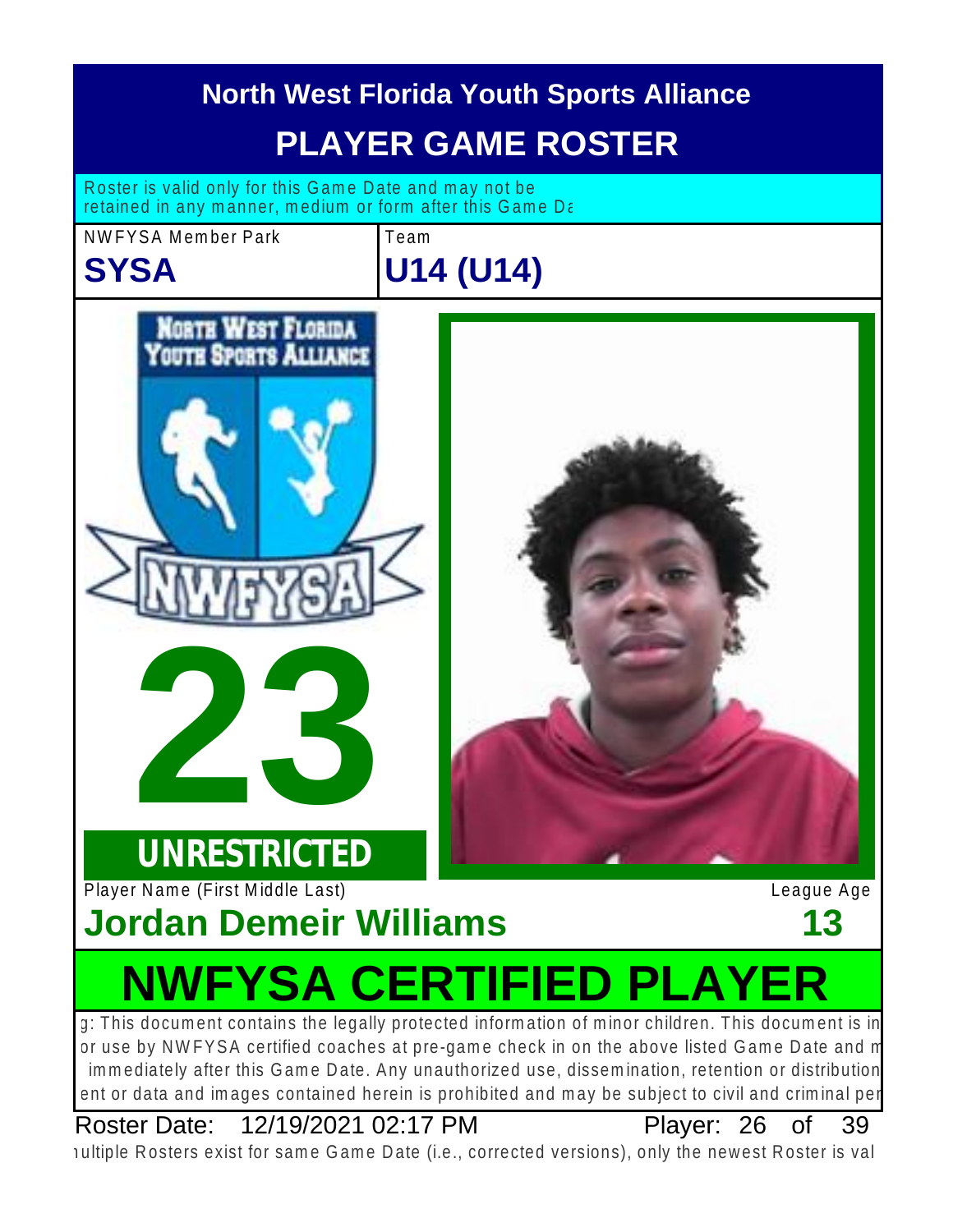# North West Florida Youth Sports Alliance

## PLAYER GAME ROSTER

Roster is valid only for this Game Date and may not be retained in any manner, medium or form after this Game Da

| NWFYSA Member Park | Team |
| --- | --- |
| **SYSA** | **U14 (U14)** |

# 23

**UNRESTRICTED**

| Player Name (First Middle Last) | League Age |
| --- | --- |
| **Jordan Demeir Williams** | **13** |

# NWFYSA CERTIFIED PLAYER

g: This document contains the legally protected information of minor children. This document is in or use by NWFYSA certified coaches at pre-game check in on the above listed Game Date and m immediately after this Game Date. Any unauthorized use, dissemination, retention or distribution ent or data and images contained herein is prohibited and may be subject to civil and criminal per

Roster Date: 12/19/2021 02:17 PM Player: 26 of 39

ıultiple Rosters exist for same Game Date (i.e., corrected versions), only the newest Roster is val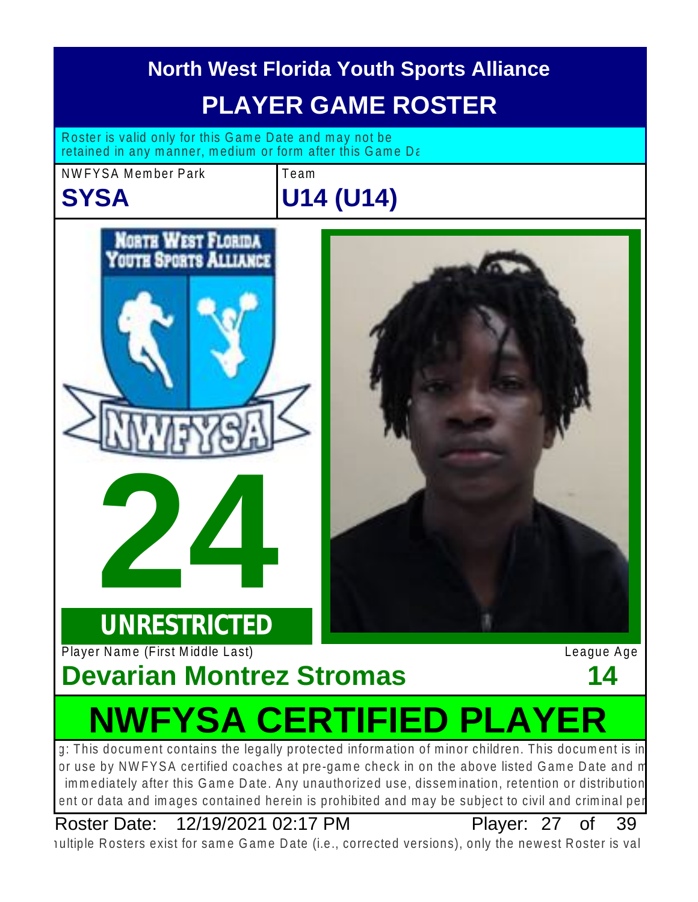# North West Florida Youth Sports Alliance

## PLAYER GAME ROSTER

Roster is valid only for this Game Date and may not be retained in any manner, medium or form after this Game Da

| NWFYSA Member Park | Team |
| --- | --- |
| **SYSA** | **U14 (U14)** |

NORTH WEST FLORIDA YOUTH SPORTS ALLIANCE

NWFYSA

# 24

**UNRESTRICTED**

| Player Name (First Middle Last) | League Age |
| --- | --- |
| **Devarian Montrez Stromas** | **14** |

# NWFYSA CERTIFIED PLAYER

g: This document contains the legally protected information of minor children. This document is in or use by NWFYSA certified coaches at pre-game check in on the above listed Game Date and m immediately after this Game Date. Any unauthorized use, dissemination, retention or distribution ent or data and images contained herein is prohibited and may be subject to civil and criminal per

Roster Date: 12/19/2021 02:17 PM Player: 27 of 39

ıultiple Rosters exist for same Game Date (i.e., corrected versions), only the newest Roster is val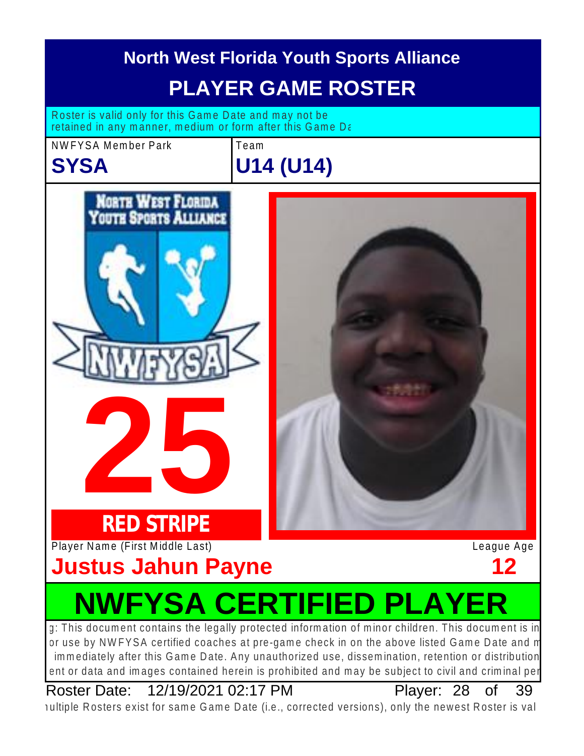# North West Florida Youth Sports Alliance

## PLAYER GAME ROSTER

Roster is valid only for this Game Date and may not be retained in any manner, medium or form after this Game Da

| NWFYSA Member Park | Team |
|---|---|
| **SYSA** | **U14 (U14)** |

**25**

**RED STRIPE**

Player Name (First Middle Last): **Justus Jahun Payne**

League Age: **12**

## NWFYSA CERTIFIED PLAYER

g: This document contains the legally protected information of minor children. This document is in or use by NWFYSA certified coaches at pre-game check in on the above listed Game Date and m immediately after this Game Date. Any unauthorized use, dissemination, retention or distribution ent or data and images contained herein is prohibited and may be subject to civil and criminal per

Roster Date: 12/19/2021 02:17 PM — Player: 28 of 39

ultiple Rosters exist for same Game Date (i.e., corrected versions), only the newest Roster is val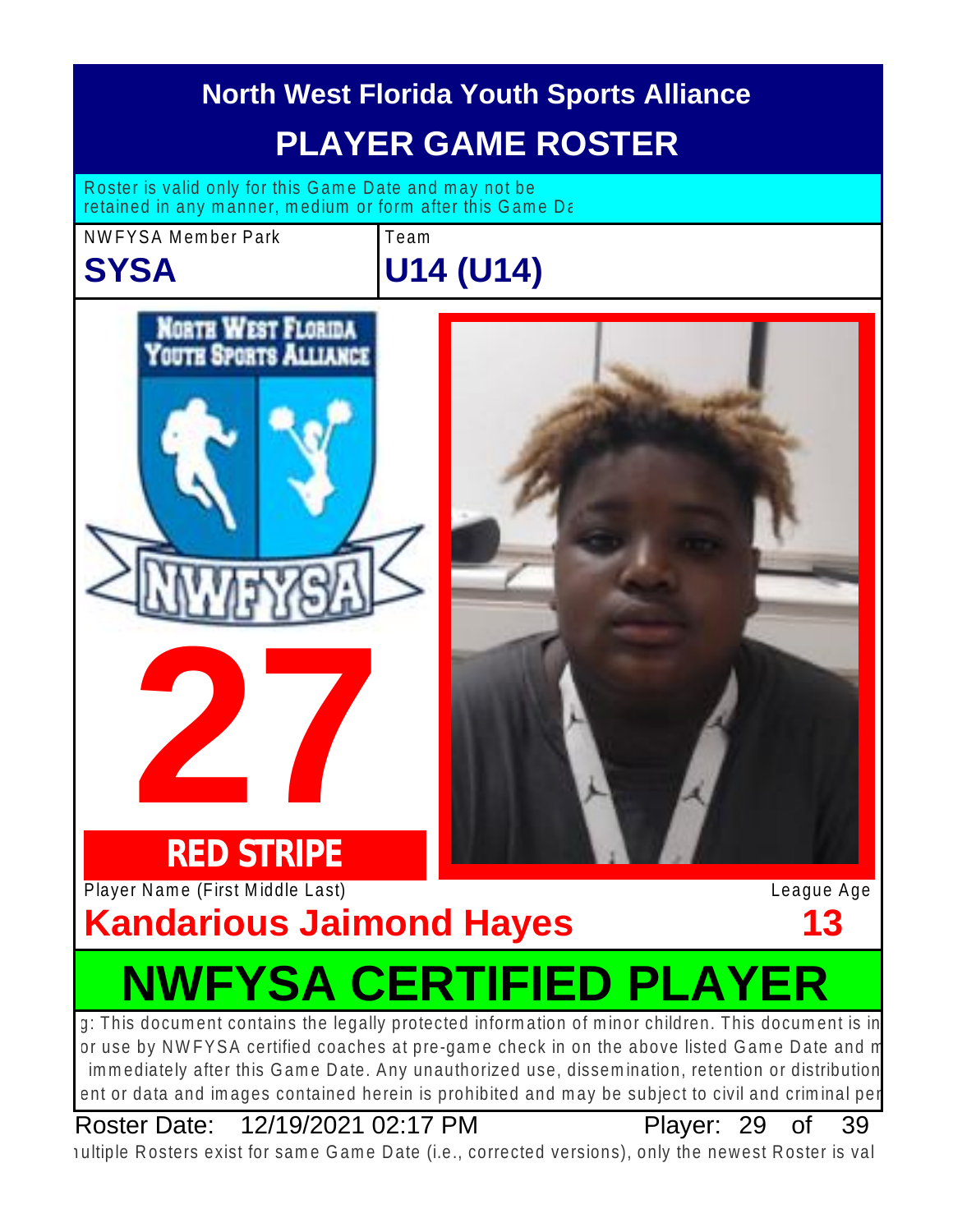# North West Florida Youth Sports Alliance

## PLAYER GAME ROSTER

Roster is valid only for this Game Date and may not be retained in any manner, medium or form after this Game Da

| NWFYSA Member Park | Team |
| --- | --- |
| **SYSA** | **U14 (U14)** |

**27**

**RED STRIPE**

| Player Name (First Middle Last) | League Age |
| --- | --- |
| **Kandarious Jaimond Hayes** | **13** |

# NWFYSA CERTIFIED PLAYER

g: This document contains the legally protected information of minor children. This document is in or use by NWFYSA certified coaches at pre-game check in on the above listed Game Date and m immediately after this Game Date. Any unauthorized use, dissemination, retention or distribution ent or data and images contained herein is prohibited and may be subject to civil and criminal per

Roster Date: 12/19/2021 02:17 PM

ıultiple Rosters exist for same Game Date (i.e., corrected versions), only the newest Roster is val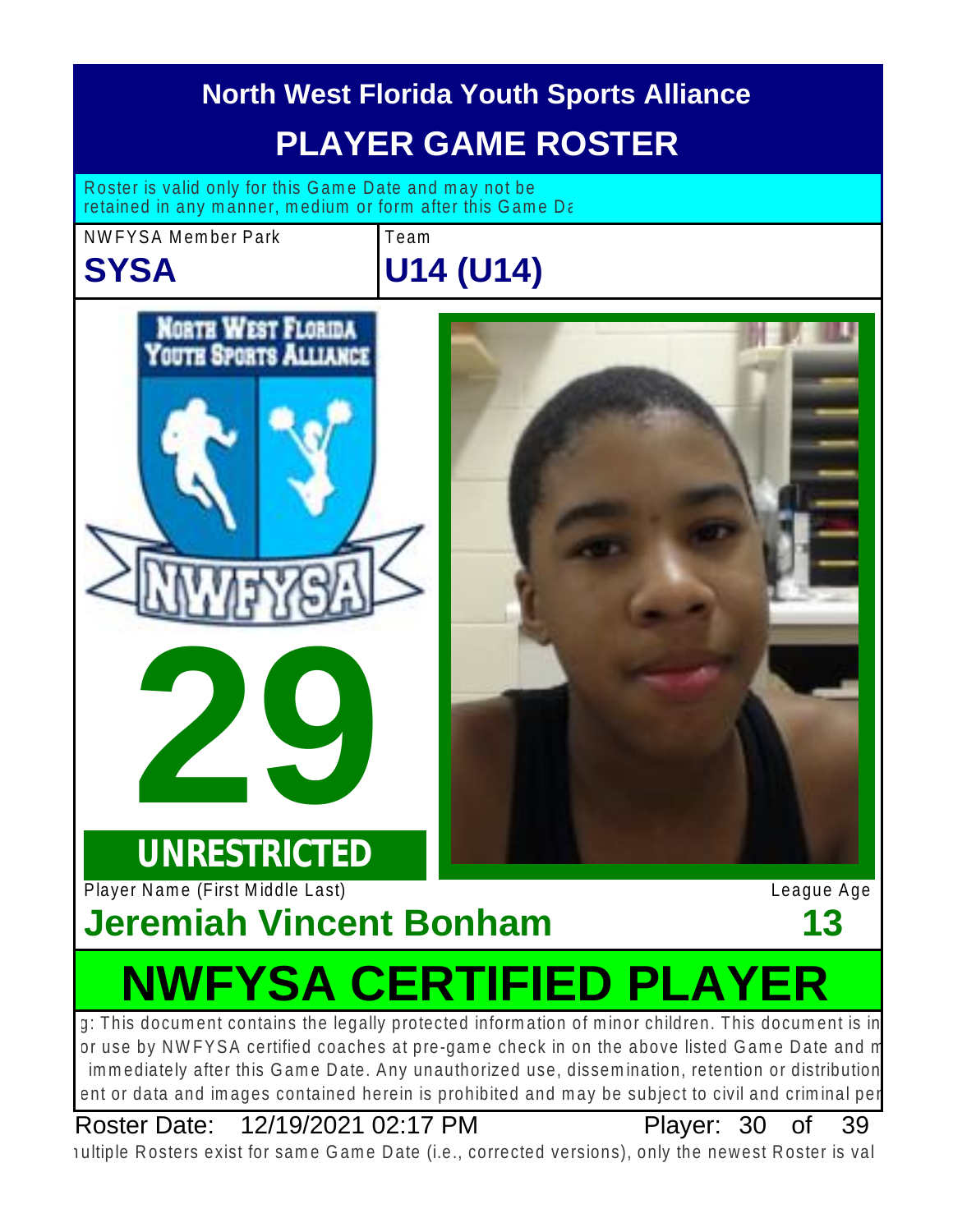# North West Florida Youth Sports Alliance

## PLAYER GAME ROSTER

Roster is valid only for this Game Date and may not be retained in any manner, medium or form after this Game Da

| NWFYSA Member Park | Team |
| --- | --- |
| **SYSA** | **U14 (U14)** |

**29**

**UNRESTRICTED**

| Player Name (First Middle Last) | League Age |
| --- | --- |
| **Jeremiah Vincent Bonham** | **13** |

# NWFYSA CERTIFIED PLAYER

g: This document contains the legally protected information of minor children. This document is in or use by NWFYSA certified coaches at pre-game check in on the above listed Game Date and m immediately after this Game Date. Any unauthorized use, dissemination, retention or distribution ent or data and images contained herein is prohibited and may be subject to civil and criminal per

Roster Date: 12/19/2021 02:17 PM Player: 30 of 39

ıultiple Rosters exist for same Game Date (i.e., corrected versions), only the newest Roster is val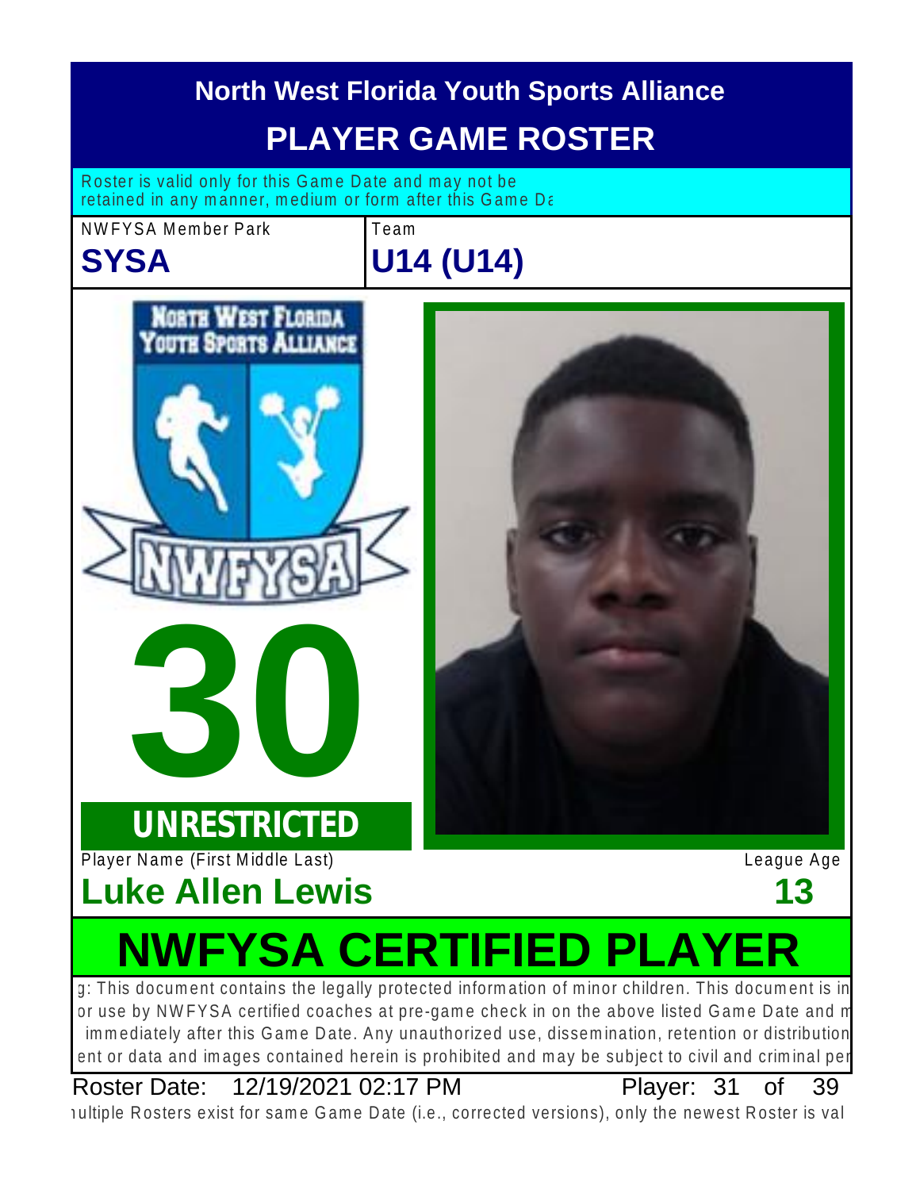# North West Florida Youth Sports Alliance

## PLAYER GAME ROSTER

Roster is valid only for this Game Date and may not be retained in any manner, medium or form after this Game Da

| NWFYSA Member Park | Team |
| --- | --- |
| **SYSA** | **U14 (U14)** |

# 30

**UNRESTRICTED**

| Player Name (First Middle Last) | League Age |
| --- | --- |
| **Luke Allen Lewis** | **13** |

# NWFYSA CERTIFIED PLAYER

g: This document contains the legally protected information of minor children. This document is in or use by NWFYSA certified coaches at pre-game check in on the above listed Game Date and m immediately after this Game Date. Any unauthorized use, dissemination, retention or distribution ent or data and images contained herein is prohibited and may be subject to civil and criminal per

Roster Date: 12/19/2021 02:17 PM — Player: 31 of 39

ıultiple Rosters exist for same Game Date (i.e., corrected versions), only the newest Roster is val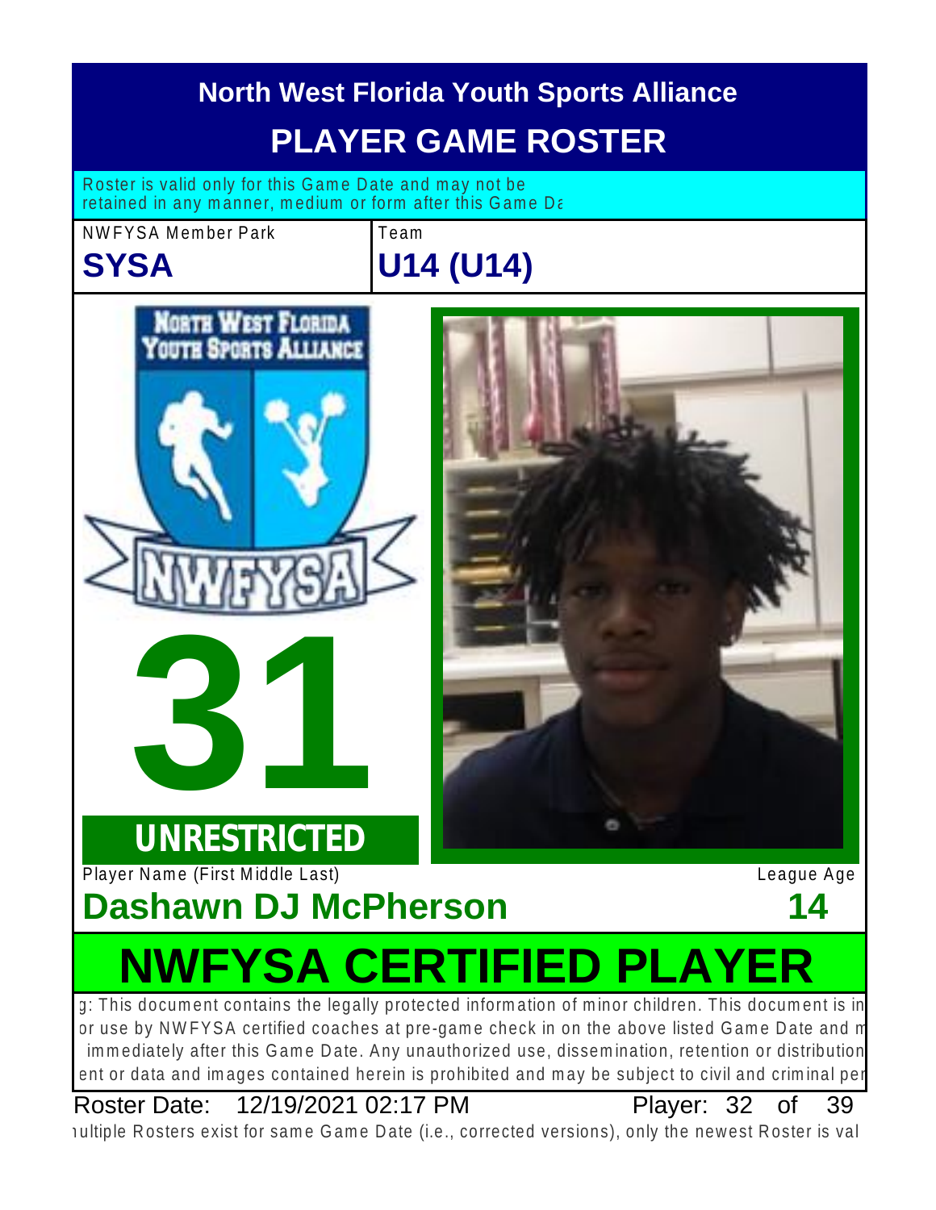# North West Florida Youth Sports Alliance

## PLAYER GAME ROSTER

Roster is valid only for this Game Date and may not be retained in any manner, medium or form after this Game Da

| NWFYSA Member Park | Team |
| --- | --- |
| **SYSA** | **U14 (U14)** |

**31**

**UNRESTRICTED**

| Player Name (First Middle Last) | League Age |
| --- | --- |
| **Dashawn DJ McPherson** | **14** |

## NWFYSA CERTIFIED PLAYER

g: This document contains the legally protected information of minor children. This document is in or use by NWFYSA certified coaches at pre-game check in on the above listed Game Date and m immediately after this Game Date. Any unauthorized use, dissemination, retention or distribution ent or data and images contained herein is prohibited and may be subject to civil and criminal per

Roster Date: 12/19/2021 02:17 PM Player: 32 of 39

ıultiple Rosters exist for same Game Date (i.e., corrected versions), only the newest Roster is val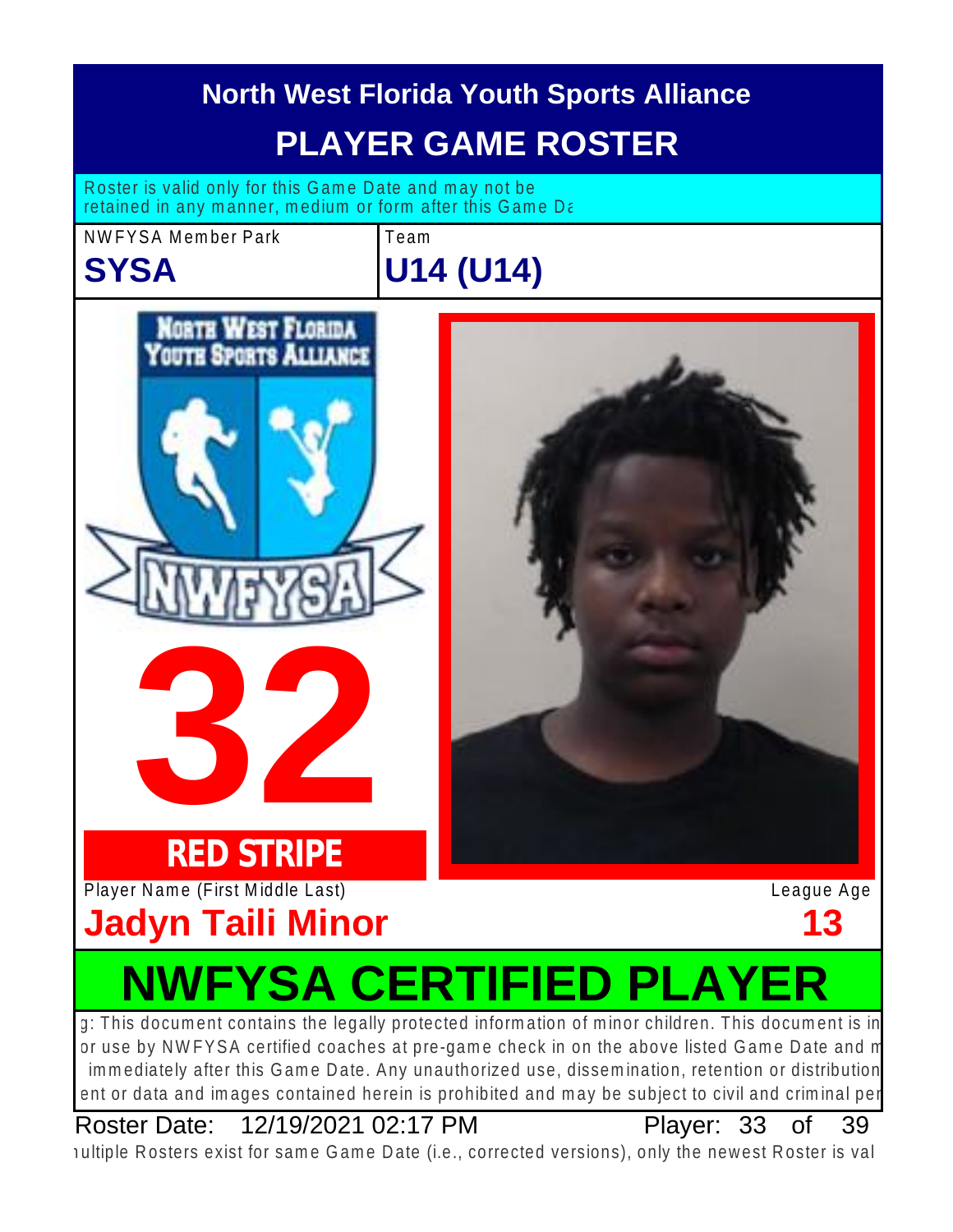# North West Florida Youth Sports Alliance

## PLAYER GAME ROSTER

Roster is valid only for this Game Date and may not be retained in any manner, medium or form after this Game Da

| NWFYSA Member Park | Team |
| --- | --- |
| **SYSA** | **U14 (U14)** |

**32**

**RED STRIPE**

| Player Name (First Middle Last) | League Age |
| --- | --- |
| **Jadyn Taili Minor** | **13** |

# NWFYSA CERTIFIED PLAYER

g: This document contains the legally protected information of minor children. This document is in or use by NWFYSA certified coaches at pre-game check in on the above listed Game Date and m immediately after this Game Date. Any unauthorized use, dissemination, retention or distribution ent or data and images contained herein is prohibited and may be subject to civil and criminal per

Roster Date: 12/19/2021 02:17 PM Player: 33 of 39

ıultiple Rosters exist for same Game Date (i.e., corrected versions), only the newest Roster is val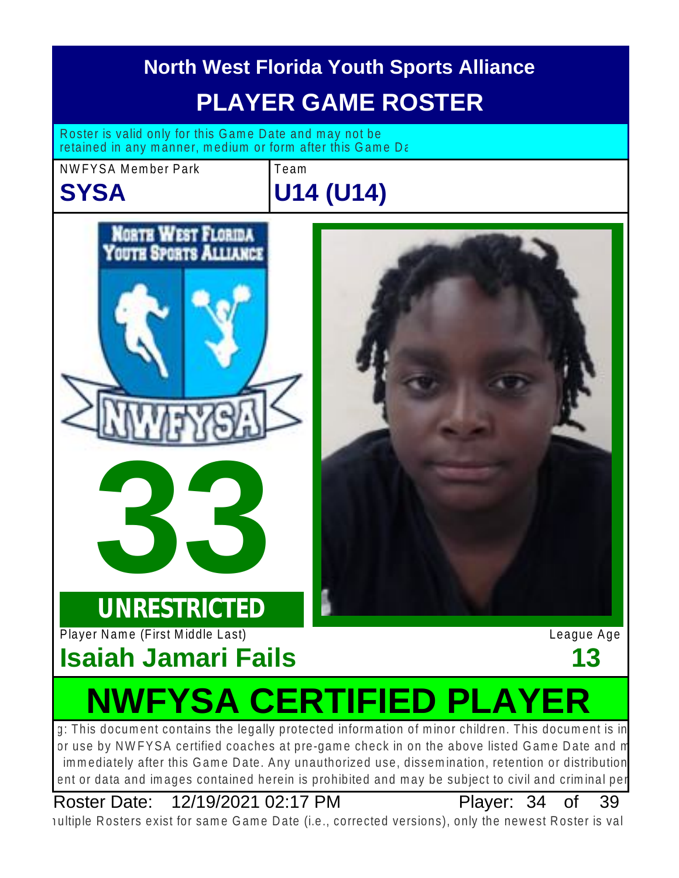# North West Florida Youth Sports Alliance

## PLAYER GAME ROSTER

Roster is valid only for this Game Date and may not be retained in any manner, medium or form after this Game Da

| NWFYSA Member Park | Team |
|---|---|
| **SYSA** | **U14 (U14)** |

NORTH WEST FLORIDA YOUTH SPORTS ALLIANCE

NWFYSA

# 33

**UNRESTRICTED**

| Player Name (First Middle Last) | League Age |
|---|---|
| **Isaiah Jamari Fails** | **13** |

# NWFYSA CERTIFIED PLAYER

g: This document contains the legally protected information of minor children. This document is in or use by NWFYSA certified coaches at pre-game check in on the above listed Game Date and m immediately after this Game Date. Any unauthorized use, dissemination, retention or distribution ent or data and images contained herein is prohibited and may be subject to civil and criminal per

Roster Date: 12/19/2021 02:17 PM Player: 34 of 39

ıultiple Rosters exist for same Game Date (i.e., corrected versions), only the newest Roster is val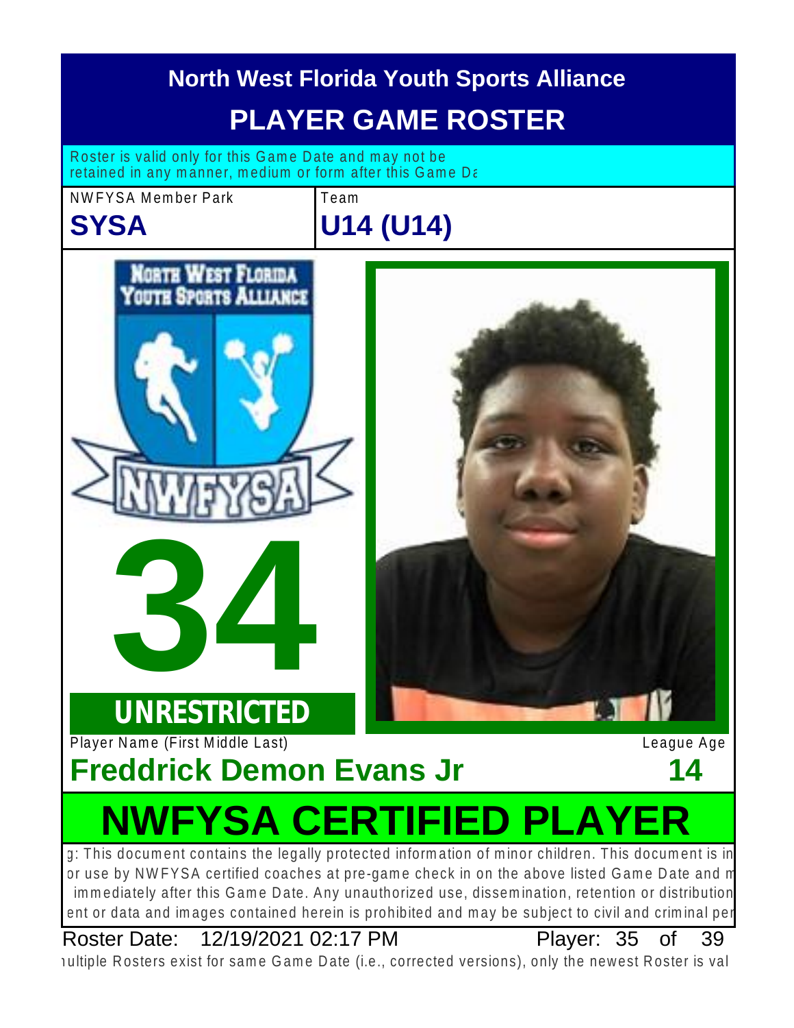# North West Florida Youth Sports Alliance

## PLAYER GAME ROSTER

Roster is valid only for this Game Date and may not be retained in any manner, medium or form after this Game Da

| NWFYSA Member Park | Team |
| --- | --- |
| **SYSA** | **U14 (U14)** |

**34**

**UNRESTRICTED**

| Player Name (First Middle Last) | League Age |
| --- | --- |
| **Freddrick Demon Evans Jr** | **14** |

# NWFYSA CERTIFIED PLAYER

g: This document contains the legally protected information of minor children. This document is in or use by NWFYSA certified coaches at pre-game check in on the above listed Game Date and m immediately after this Game Date. Any unauthorized use, dissemination, retention or distribution ent or data and images contained herein is prohibited and may be subject to civil and criminal per

Roster Date: 12/19/2021 02:17 PM Player: 35 of 39

ıultiple Rosters exist for same Game Date (i.e., corrected versions), only the newest Roster is val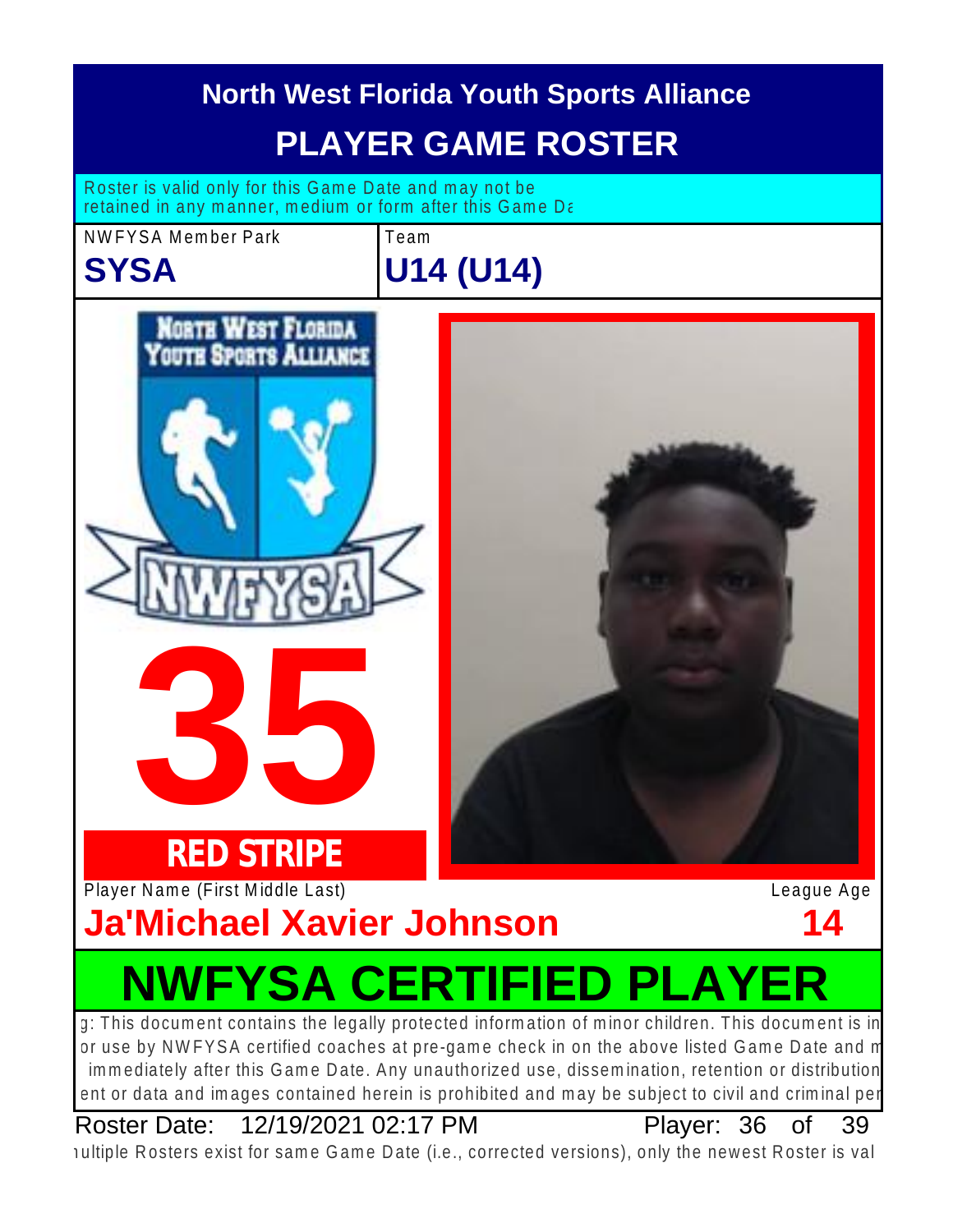# North West Florida Youth Sports Alliance

## PLAYER GAME ROSTER

Roster is valid only for this Game Date and may not be retained in any manner, medium or form after this Game Da

| NWFYSA Member Park | Team |
|---|---|
| **SYSA** | **U14 (U14)** |

NORTH WEST FLORIDA YOUTH SPORTS ALLIANCE

NWFYSA

**35**

**RED STRIPE**

| Player Name (First Middle Last) | League Age |
|---|---|
| **Ja'Michael Xavier Johnson** | **14** |

## NWFYSA CERTIFIED PLAYER

g: This document contains the legally protected information of minor children. This document is in or use by NWFYSA certified coaches at pre-game check in on the above listed Game Date and m immediately after this Game Date. Any unauthorized use, dissemination, retention or distribution ent or data and images contained herein is prohibited and may be subject to civil and criminal per

Roster Date: 12/19/2021 02:17 PM Player: 36 of 39

ıultiple Rosters exist for same Game Date (i.e., corrected versions), only the newest Roster is val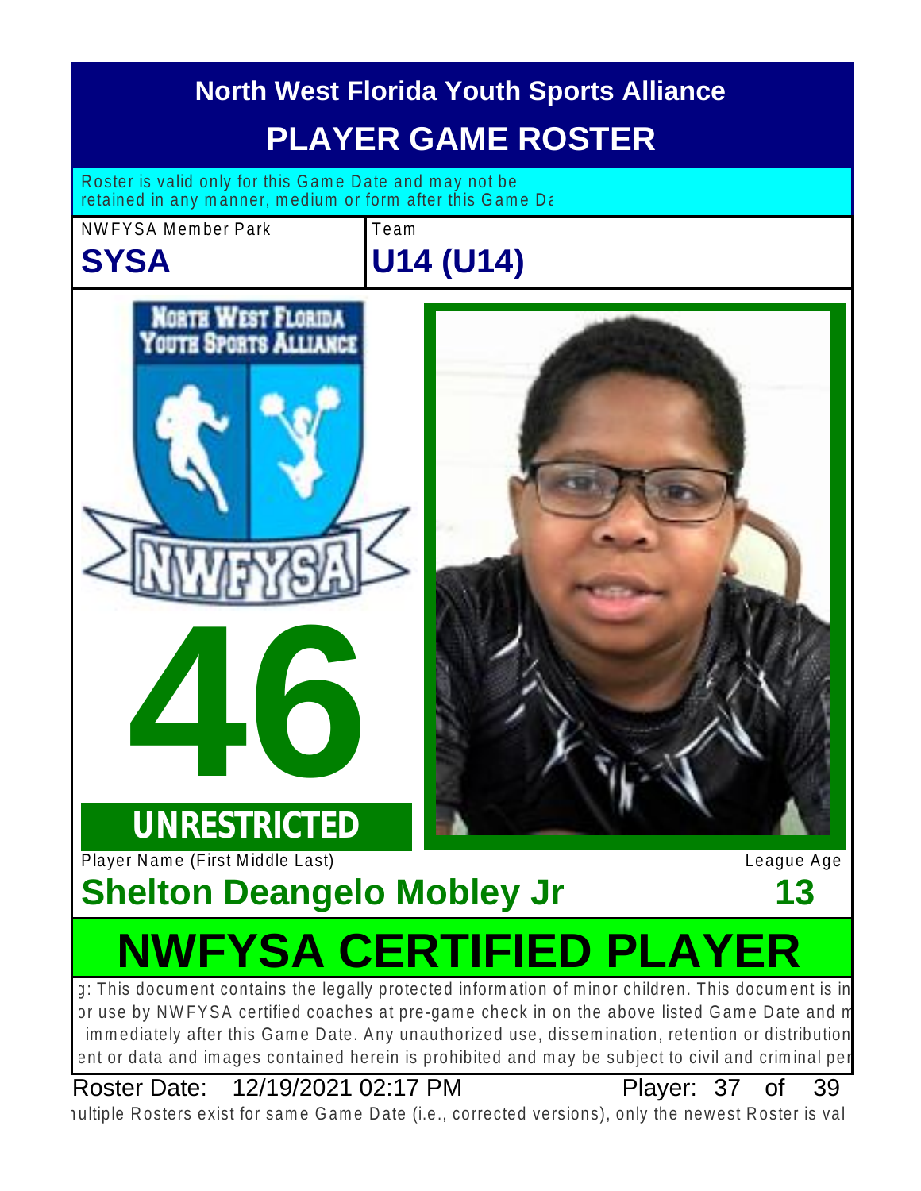# North West Florida Youth Sports Alliance

## PLAYER GAME ROSTER

Roster is valid only for this Game Date and may not be retained in any manner, medium or form after this Game Da

| NWFYSA Member Park | Team |
| --- | --- |
| **SYSA** | **U14 (U14)** |

# 46

**UNRESTRICTED**

| Player Name (First Middle Last) | League Age |
| --- | --- |
| **Shelton Deangelo Mobley Jr** | **13** |

# NWFYSA CERTIFIED PLAYER

g: This document contains the legally protected information of minor children. This document is in or use by NWFYSA certified coaches at pre-game check in on the above listed Game Date and m immediately after this Game Date. Any unauthorized use, dissemination, retention or distribution ent or data and images contained herein is prohibited and may be subject to civil and criminal per

Roster Date: 12/19/2021 02:17 PM Player: 37 of 39

ıultiple Rosters exist for same Game Date (i.e., corrected versions), only the newest Roster is val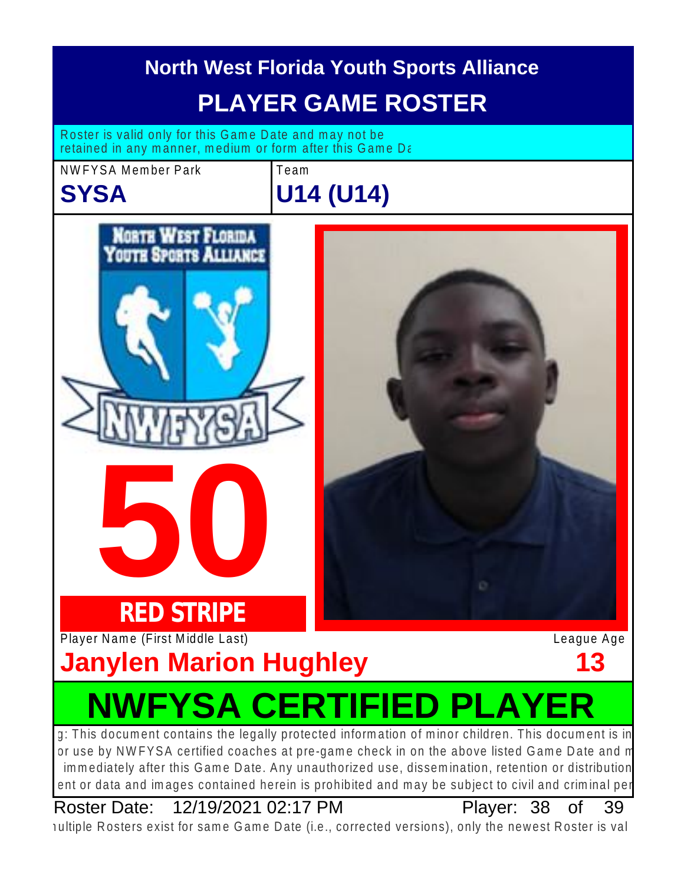# North West Florida Youth Sports Alliance

## PLAYER GAME ROSTER

Roster is valid only for this Game Date and may not be retained in any manner, medium or form after this Game Da

| NWFYSA Member Park | Team |
| --- | --- |
| **SYSA** | **U14 (U14)** |

**50**

**RED STRIPE**

Player Name (First Middle Last)

**Janylen Marion Hughley**

League Age

**13**

# NWFYSA CERTIFIED PLAYER

g: This document contains the legally protected information of minor children. This document is in or use by NWFYSA certified coaches at pre-game check in on the above listed Game Date and m immediately after this Game Date. Any unauthorized use, dissemination, retention or distribution ent or data and images contained herein is prohibited and may be subject to civil and criminal per

Roster Date: 12/19/2021 02:17 PM

ıultiple Rosters exist for same Game Date (i.e., corrected versions), only the newest Roster is val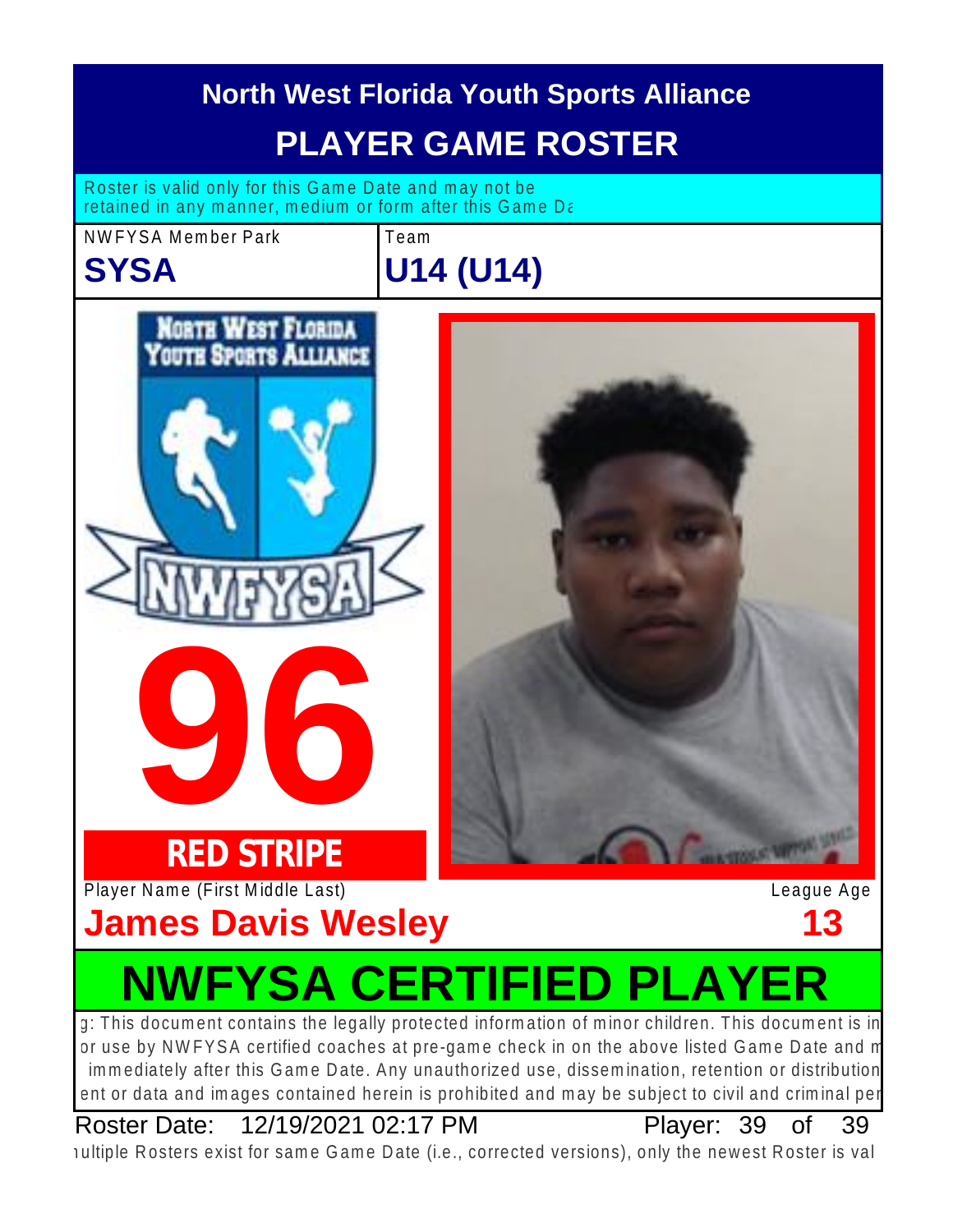# North West Florida Youth Sports Alliance

## PLAYER GAME ROSTER

Roster is valid only for this Game Date and may not be retained in any manner, medium or form after this Game Da

| NWFYSA Member Park | Team |
| --- | --- |
| **SYSA** | **U14 (U14)** |

**96**

**RED STRIPE**

| Player Name (First Middle Last) | League Age |
| --- | --- |
| **James Davis Wesley** | **13** |

# NWFYSA CERTIFIED PLAYER

g: This document contains the legally protected information of minor children. This document is in or use by NWFYSA certified coaches at pre-game check in on the above listed Game Date and m immediately after this Game Date. Any unauthorized use, dissemination, retention or distribution ent or data and images contained herein is prohibited and may be subject to civil and criminal per

Roster Date: 12/19/2021 02:17 PM

ıultiple Rosters exist for same Game Date (i.e., corrected versions), only the newest Roster is val